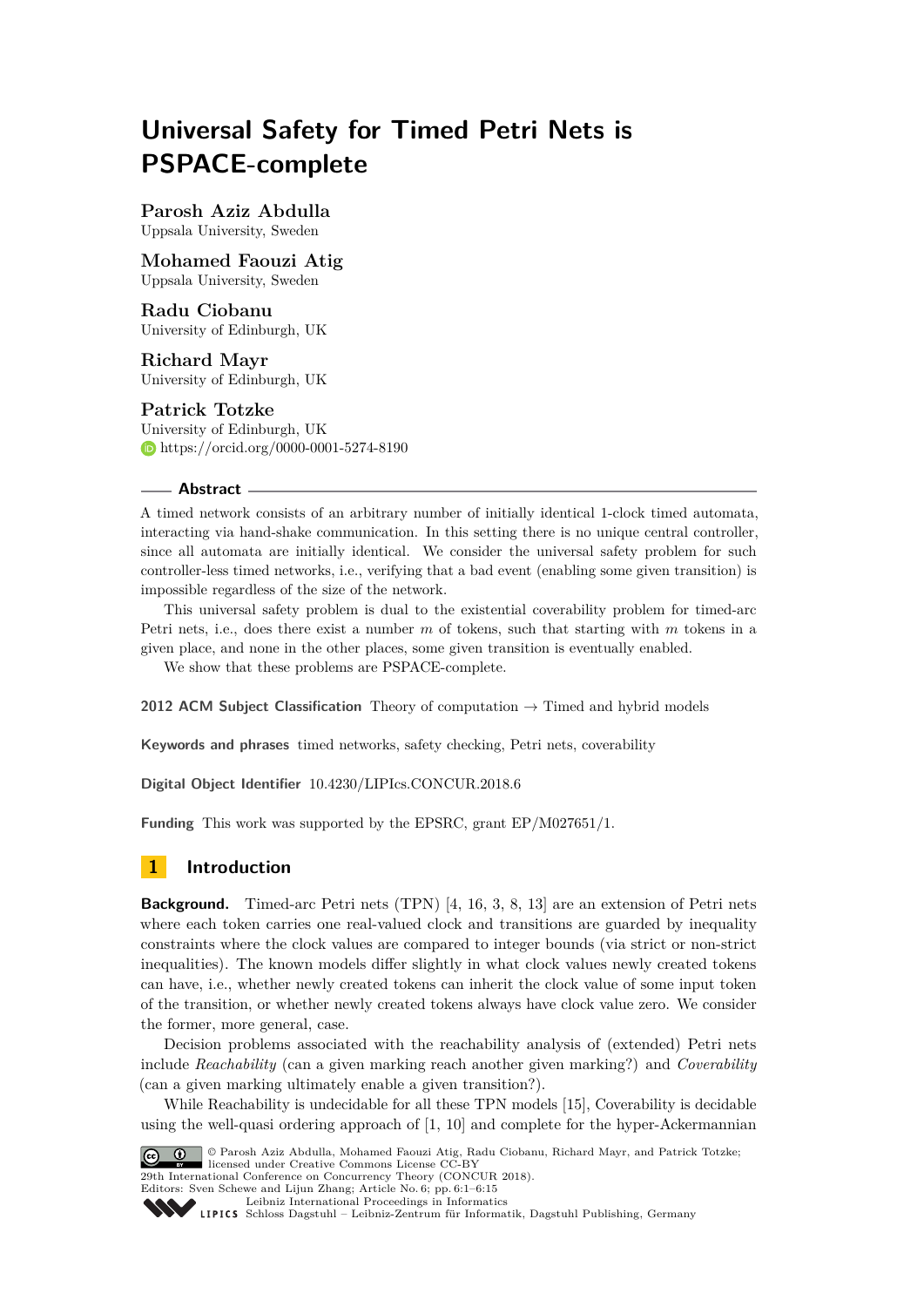# Universal Safety for Timed Petri Nets is PSPACE-complete

**Parosh Aziz Abdulla**
Uppsala University, Sweden

**Mohamed Faouzi Atig**
Uppsala University, Sweden

**Radu Ciobanu**
University of Edinburgh, UK

**Richard Mayr**
University of Edinburgh, UK

**Patrick Totzke**
University of Edinburgh, UK
https://orcid.org/0000-0001-5274-8190

## Abstract

A timed network consists of an arbitrary number of initially identical 1-clock timed automata, interacting via hand-shake communication. In this setting there is no unique central controller, since all automata are initially identical. We consider the universal safety problem for such controller-less timed networks, i.e., verifying that a bad event (enabling some given transition) is impossible regardless of the size of the network.

This universal safety problem is dual to the existential coverability problem for timed-arc Petri nets, i.e., does there exist a number $m$ of tokens, such that starting with $m$ tokens in a given place, and none in the other places, some given transition is eventually enabled.

We show that these problems are PSPACE-complete.

**2012 ACM Subject Classification** Theory of computation → Timed and hybrid models

**Keywords and phrases** timed networks, safety checking, Petri nets, coverability

**Digital Object Identifier** 10.4230/LIPIcs.CONCUR.2018.6

**Funding** This work was supported by the EPSRC, grant EP/M027651/1.

## 1 Introduction

**Background.** Timed-arc Petri nets (TPN) [4, 16, 3, 8, 13] are an extension of Petri nets where each token carries one real-valued clock and transitions are guarded by inequality constraints where the clock values are compared to integer bounds (via strict or non-strict inequalities). The known models differ slightly in what clock values newly created tokens can have, i.e., whether newly created tokens can inherit the clock value of some input token of the transition, or whether newly created tokens always have clock value zero. We consider the former, more general, case.

Decision problems associated with the reachability analysis of (extended) Petri nets include *Reachability* (can a given marking reach another given marking?) and *Coverability* (can a given marking ultimately enable a given transition?).

While Reachability is undecidable for all these TPN models [15], Coverability is decidable using the well-quasi ordering approach of [1, 10] and complete for the hyper-Ackermannian

© Parosh Aziz Abdulla, Mohamed Faouzi Atig, Radu Ciobanu, Richard Mayr, and Patrick Totzke; licensed under Creative Commons License CC-BY
29th International Conference on Concurrency Theory (CONCUR 2018).
Editors: Sven Schewe and Lijun Zhang; Article No. 6; pp. 6:1–6:15
Leibniz International Proceedings in Informatics
Schloss Dagstuhl – Leibniz-Zentrum für Informatik, Dagstuhl Publishing, Germany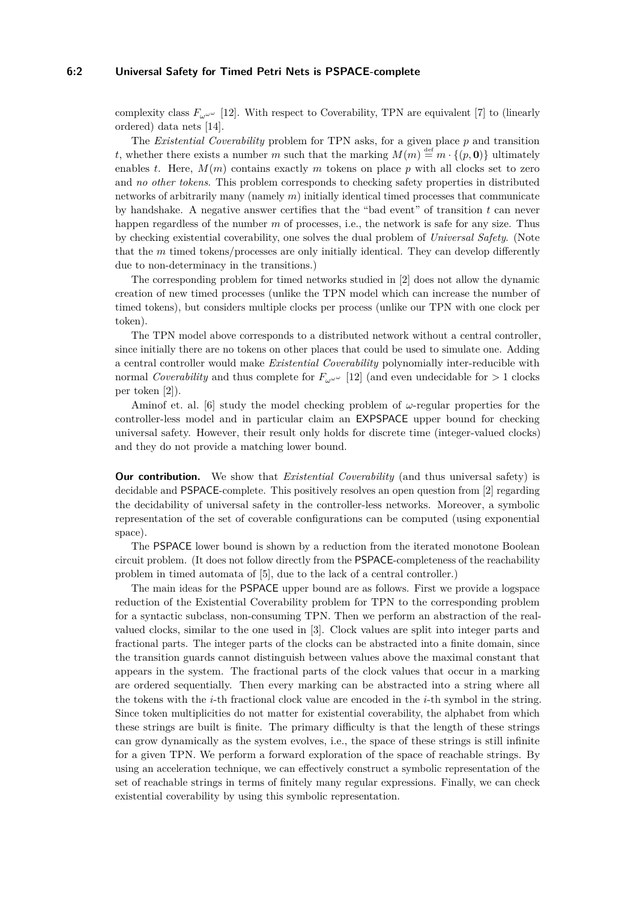complexity class $F_{\omega^{\omega^\omega}}$ [12]. With respect to Coverability, TPN are equivalent [7] to (linearly ordered) data nets [14].

The *Existential Coverability* problem for TPN asks, for a given place $p$ and transition $t$, whether there exists a number $m$ such that the marking $M(m) \stackrel{\text{def}}{=} m \cdot \{(p, \mathbf{0})\}$ ultimately enables $t$. Here, $M(m)$ contains exactly $m$ tokens on place $p$ with all clocks set to zero and *no other tokens*. This problem corresponds to checking safety properties in distributed networks of arbitrarily many (namely $m$) initially identical timed processes that communicate by handshake. A negative answer certifies that the "bad event" of transition $t$ can never happen regardless of the number $m$ of processes, i.e., the network is safe for any size. Thus by checking existential coverability, one solves the dual problem of *Universal Safety*. (Note that the $m$ timed tokens/processes are only initially identical. They can develop differently due to non-determinacy in the transitions.)

The corresponding problem for timed networks studied in [2] does not allow the dynamic creation of new timed processes (unlike the TPN model which can increase the number of timed tokens), but considers multiple clocks per process (unlike our TPN with one clock per token).

The TPN model above corresponds to a distributed network without a central controller, since initially there are no tokens on other places that could be used to simulate one. Adding a central controller would make *Existential Coverability* polynomially inter-reducible with normal *Coverability* and thus complete for $F_{\omega^{\omega^\omega}}$ [12] (and even undecidable for $> 1$ clocks per token [2]).

Aminof et. al. [6] study the model checking problem of $\omega$-regular properties for the controller-less model and in particular claim an EXPSPACE upper bound for checking universal safety. However, their result only holds for discrete time (integer-valued clocks) and they do not provide a matching lower bound.

**Our contribution.** We show that *Existential Coverability* (and thus universal safety) is decidable and PSPACE-complete. This positively resolves an open question from [2] regarding the decidability of universal safety in the controller-less networks. Moreover, a symbolic representation of the set of coverable configurations can be computed (using exponential space).

The PSPACE lower bound is shown by a reduction from the iterated monotone Boolean circuit problem. (It does not follow directly from the PSPACE-completeness of the reachability problem in timed automata of [5], due to the lack of a central controller.)

The main ideas for the PSPACE upper bound are as follows. First we provide a logspace reduction of the Existential Coverability problem for TPN to the corresponding problem for a syntactic subclass, non-consuming TPN. Then we perform an abstraction of the real-valued clocks, similar to the one used in [3]. Clock values are split into integer parts and fractional parts. The integer parts of the clocks can be abstracted into a finite domain, since the transition guards cannot distinguish between values above the maximal constant that appears in the system. The fractional parts of the clock values that occur in a marking are ordered sequentially. Then every marking can be abstracted into a string where all the tokens with the $i$-th fractional clock value are encoded in the $i$-th symbol in the string. Since token multiplicities do not matter for existential coverability, the alphabet from which these strings are built is finite. The primary difficulty is that the length of these strings can grow dynamically as the system evolves, i.e., the space of these strings is still infinite for a given TPN. We perform a forward exploration of the space of reachable strings. By using an acceleration technique, we can effectively construct a symbolic representation of the set of reachable strings in terms of finitely many regular expressions. Finally, we can check existential coverability by using this symbolic representation.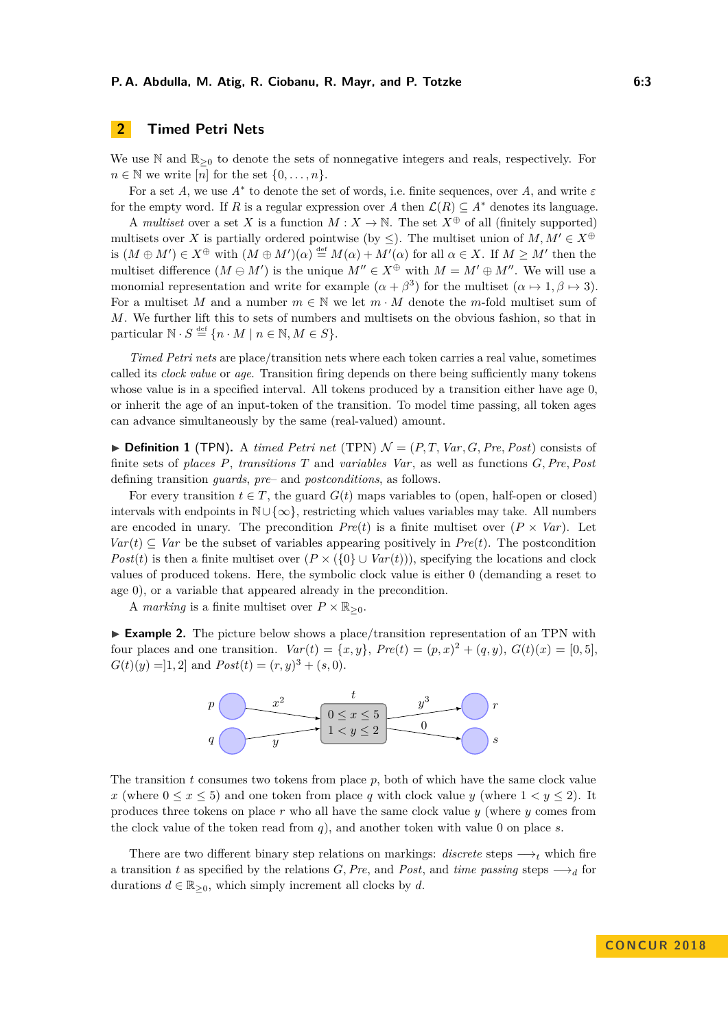## 2 Timed Petri Nets

We use $\mathbb{N}$ and $\mathbb{R}_{\geq 0}$ to denote the sets of nonnegative integers and reals, respectively. For $n \in \mathbb{N}$ we write $[n]$ for the set $\{0, \ldots, n\}$.

For a set $A$, we use $A^*$ to denote the set of words, i.e. finite sequences, over $A$, and write $\varepsilon$ for the empty word. If $R$ is a regular expression over $A$ then $\mathcal{L}(R) \subseteq A^*$ denotes its language.

A *multiset* over a set $X$ is a function $M : X \to \mathbb{N}$. The set $X^{\oplus}$ of all (finitely supported) multisets over $X$ is partially ordered pointwise (by $\leq$). The multiset union of $M, M' \in X^{\oplus}$ is $(M \oplus M') \in X^{\oplus}$ with $(M \oplus M')(\alpha) \stackrel{\text{def}}{=} M(\alpha) + M'(\alpha)$ for all $\alpha \in X$. If $M \geq M'$ then the multiset difference $(M \ominus M')$ is the unique $M'' \in X^{\oplus}$ with $M = M' \oplus M''$. We will use a monomial representation and write for example $(\alpha + \beta^3)$ for the multiset $(\alpha \mapsto 1, \beta \mapsto 3)$. For a multiset $M$ and a number $m \in \mathbb{N}$ we let $m \cdot M$ denote the $m$-fold multiset sum of $M$. We further lift this to sets of numbers and multisets on the obvious fashion, so that in particular $\mathbb{N} \cdot S \stackrel{\text{def}}{=} \{n \cdot M \mid n \in \mathbb{N}, M \in S\}$.

*Timed Petri nets* are place/transition nets where each token carries a real value, sometimes called its *clock value* or *age*. Transition firing depends on there being sufficiently many tokens whose value is in a specified interval. All tokens produced by a transition either have age 0, or inherit the age of an input-token of the transition. To model time passing, all token ages can advance simultaneously by the same (real-valued) amount.

▶ **Definition 1** (TPN). A *timed Petri net* (TPN) $\mathcal{N} = (P, T, \mathit{Var}, G, \mathit{Pre}, \mathit{Post})$ consists of finite sets of *places* $P$, *transitions* $T$ and *variables* $\mathit{Var}$, as well as functions $G, \mathit{Pre}, \mathit{Post}$ defining transition *guards*, *pre*– and *postconditions*, as follows.

For every transition $t \in T$, the guard $G(t)$ maps variables to (open, half-open or closed) intervals with endpoints in $\mathbb{N} \cup \{\infty\}$, restricting which values variables may take. All numbers are encoded in unary. The precondition $\mathit{Pre}(t)$ is a finite multiset over $(P \times \mathit{Var})$. Let $\mathit{Var}(t) \subseteq \mathit{Var}$ be the subset of variables appearing positively in $\mathit{Pre}(t)$. The postcondition $\mathit{Post}(t)$ is then a finite multiset over $(P \times (\{0\} \cup \mathit{Var}(t)))$, specifying the locations and clock values of produced tokens. Here, the symbolic clock value is either 0 (demanding a reset to age 0), or a variable that appeared already in the precondition.

A *marking* is a finite multiset over $P \times \mathbb{R}_{\geq 0}$.

▶ **Example 2.** The picture below shows a place/transition representation of an TPN with four places and one transition. $\mathit{Var}(t) = \{x, y\}$, $\mathit{Pre}(t) = (p, x)^2 + (q, y)$, $G(t)(x) = [0, 5]$, $G(t)(y) = ]1, 2]$ and $\mathit{Post}(t) = (r, y)^3 + (s, 0)$.

The transition $t$ consumes two tokens from place $p$, both of which have the same clock value $x$ (where $0 \leq x \leq 5$) and one token from place $q$ with clock value $y$ (where $1 < y \leq 2$). It produces three tokens on place $r$ who all have the same clock value $y$ (where $y$ comes from the clock value of the token read from $q$), and another token with value 0 on place $s$.

There are two different binary step relations on markings: *discrete* steps $\longrightarrow_t$ which fire a transition $t$ as specified by the relations $G$, $\mathit{Pre}$, and $\mathit{Post}$, and *time passing* steps $\longrightarrow_d$ for durations $d \in \mathbb{R}_{\geq 0}$, which simply increment all clocks by $d$.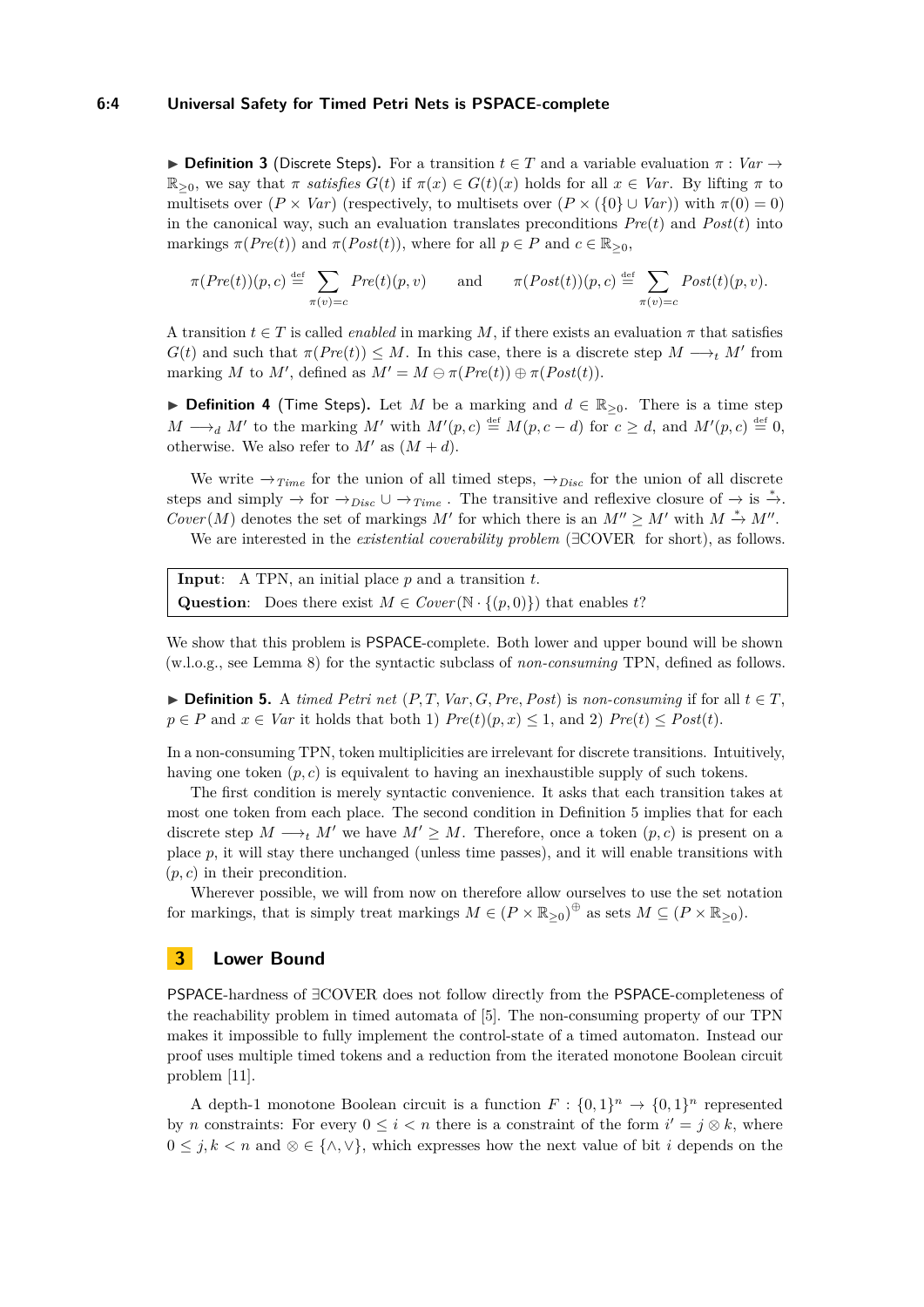▶ **Definition 3** (Discrete Steps). For a transition $t \in T$ and a variable evaluation $\pi : Var \to \mathbb{R}_{\geq 0}$, we say that $\pi$ *satisfies* $G(t)$ if $\pi(x) \in G(t)(x)$ holds for all $x \in Var$. By lifting $\pi$ to multisets over $(P \times Var)$ (respectively, to multisets over $(P \times (\{0\} \cup Var))$ with $\pi(0) = 0$) in the canonical way, such an evaluation translates preconditions $Pre(t)$ and $Post(t)$ into markings $\pi(Pre(t))$ and $\pi(Post(t))$, where for all $p \in P$ and $c \in \mathbb{R}_{\geq 0}$,

$$\pi(Pre(t))(p, c) \stackrel{\text{def}}{=} \sum_{\pi(v)=c} Pre(t)(p, v) \qquad \text{and} \qquad \pi(Post(t))(p, c) \stackrel{\text{def}}{=} \sum_{\pi(v)=c} Post(t)(p, v).$$

A transition $t \in T$ is called *enabled* in marking $M$, if there exists an evaluation $\pi$ that satisfies $G(t)$ and such that $\pi(Pre(t)) \leq M$. In this case, there is a discrete step $M \longrightarrow_t M'$ from marking $M$ to $M'$, defined as $M' = M \ominus \pi(Pre(t)) \oplus \pi(Post(t))$.

▶ **Definition 4** (Time Steps). Let $M$ be a marking and $d \in \mathbb{R}_{\geq 0}$. There is a time step $M \longrightarrow_d M'$ to the marking $M'$ with $M'(p, c) \stackrel{\text{def}}{=} M(p, c - d)$ for $c \geq d$, and $M'(p, c) \stackrel{\text{def}}{=} 0$, otherwise. We also refer to $M'$ as $(M + d)$.

We write $\to_{Time}$ for the union of all timed steps, $\to_{Disc}$ for the union of all discrete steps and simply $\to$ for $\to_{Disc} \cup \to_{Time}$ . The transitive and reflexive closure of $\to$ is $\xrightarrow{*}$. $Cover(M)$ denotes the set of markings $M'$ for which there is an $M'' \geq M'$ with $M \xrightarrow{*} M''$.

We are interested in the *existential coverability problem* (∃COVER for short), as follows.

| | |
|---|---|
| **Input**: | A TPN, an initial place $p$ and a transition $t$. |
| **Question**: | Does there exist $M \in Cover(\mathbb{N} \cdot \{(p, 0)\})$ that enables $t$? |

We show that this problem is PSPACE-complete. Both lower and upper bound will be shown (w.l.o.g., see Lemma 8) for the syntactic subclass of *non-consuming* TPN, defined as follows.

▶ **Definition 5.** A *timed Petri net* $(P, T, Var, G, Pre, Post)$ is *non-consuming* if for all $t \in T$, $p \in P$ and $x \in Var$ it holds that both 1) $Pre(t)(p, x) \leq 1$, and 2) $Pre(t) \leq Post(t)$.

In a non-consuming TPN, token multiplicities are irrelevant for discrete transitions. Intuitively, having one token $(p, c)$ is equivalent to having an inexhaustible supply of such tokens.

The first condition is merely syntactic convenience. It asks that each transition takes at most one token from each place. The second condition in Definition 5 implies that for each discrete step $M \longrightarrow_t M'$ we have $M' \geq M$. Therefore, once a token $(p, c)$ is present on a place $p$, it will stay there unchanged (unless time passes), and it will enable transitions with $(p, c)$ in their precondition.

Wherever possible, we will from now on therefore allow ourselves to use the set notation for markings, that is simply treat markings $M \in (P \times \mathbb{R}_{\geq 0})^{\oplus}$ as sets $M \subseteq (P \times \mathbb{R}_{\geq 0})$.

## 3 Lower Bound

PSPACE-hardness of ∃COVER does not follow directly from the PSPACE-completeness of the reachability problem in timed automata of [5]. The non-consuming property of our TPN makes it impossible to fully implement the control-state of a timed automaton. Instead our proof uses multiple timed tokens and a reduction from the iterated monotone Boolean circuit problem [11].

A depth-1 monotone Boolean circuit is a function $F : \{0, 1\}^n \to \{0, 1\}^n$ represented by $n$ constraints: For every $0 \leq i < n$ there is a constraint of the form $i' = j \otimes k$, where $0 \leq j, k < n$ and $\otimes \in \{\wedge, \vee\}$, which expresses how the next value of bit $i$ depends on the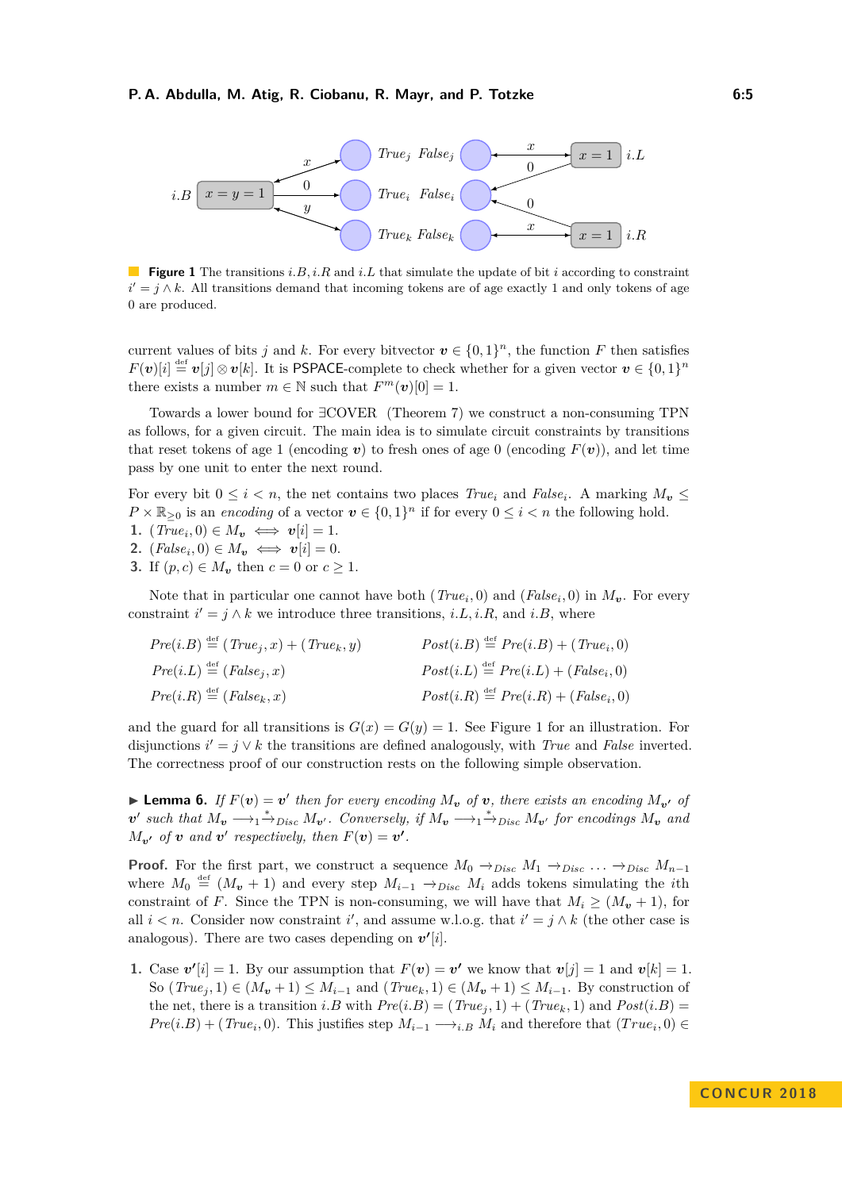**Figure 1** The transitions $i.B, i.R$ and $i.L$ that simulate the update of bit $i$ according to constraint $i' = j \wedge k$. All transitions demand that incoming tokens are of age exactly 1 and only tokens of age 0 are produced.

current values of bits $j$ and $k$. For every bitvector $\boldsymbol{v} \in \{0,1\}^n$, the function $F$ then satisfies $F(\boldsymbol{v})[i] \stackrel{\text{def}}{=} \boldsymbol{v}[j] \otimes \boldsymbol{v}[k]$. It is PSPACE-complete to check whether for a given vector $\boldsymbol{v} \in \{0,1\}^n$ there exists a number $m \in \mathbb{N}$ such that $F^m(\boldsymbol{v})[0] = 1$.

Towards a lower bound for ∃COVER (Theorem 7) we construct a non-consuming TPN as follows, for a given circuit. The main idea is to simulate circuit constraints by transitions that reset tokens of age 1 (encoding $\boldsymbol{v}$) to fresh ones of age 0 (encoding $F(\boldsymbol{v})$), and let time pass by one unit to enter the next round.

For every bit $0 \leq i < n$, the net contains two places $True_i$ and $False_i$. A marking $M_{\boldsymbol{v}} \leq P \times \mathbb{R}_{\geq 0}$ is an *encoding* of a vector $\boldsymbol{v} \in \{0,1\}^n$ if for every $0 \leq i < n$ the following hold.

1. $(True_i, 0) \in M_{\boldsymbol{v}} \iff \boldsymbol{v}[i] = 1$.
2. $(False_i, 0) \in M_{\boldsymbol{v}} \iff \boldsymbol{v}[i] = 0$.
3. If $(p, c) \in M_{\boldsymbol{v}}$ then $c = 0$ or $c \geq 1$.

Note that in particular one cannot have both $(True_i, 0)$ and $(False_i, 0)$ in $M_{\boldsymbol{v}}$. For every constraint $i' = j \wedge k$ we introduce three transitions, $i.L, i.R$, and $i.B$, where

$$
\begin{aligned}
Pre(i.B) &\stackrel{\text{def}}{=} (True_j, x) + (True_k, y) & \quad Post(i.B) &\stackrel{\text{def}}{=} Pre(i.B) + (True_i, 0)\\
Pre(i.L) &\stackrel{\text{def}}{=} (False_j, x) & \quad Post(i.L) &\stackrel{\text{def}}{=} Pre(i.L) + (False_i, 0)\\
Pre(i.R) &\stackrel{\text{def}}{=} (False_k, x) & \quad Post(i.R) &\stackrel{\text{def}}{=} Pre(i.R) + (False_i, 0)
\end{aligned}
$$

and the guard for all transitions is $G(x) = G(y) = 1$. See Figure 1 for an illustration. For disjunctions $i' = j \vee k$ the transitions are defined analogously, with *True* and *False* inverted. The correctness proof of our construction rests on the following simple observation.

▶ **Lemma 6.** *If $F(\boldsymbol{v}) = \boldsymbol{v}'$ then for every encoding $M_{\boldsymbol{v}}$ of $\boldsymbol{v}$, there exists an encoding $M_{\boldsymbol{v}'}$ of $\boldsymbol{v}'$ such that $M_{\boldsymbol{v}} \longrightarrow_1 \xrightarrow{*}_{Disc} M_{\boldsymbol{v}'}$. Conversely, if $M_{\boldsymbol{v}} \longrightarrow_1 \xrightarrow{*}_{Disc} M_{\boldsymbol{v}'}$ for encodings $M_{\boldsymbol{v}}$ and $M_{\boldsymbol{v}'}$ of $\boldsymbol{v}$ and $\boldsymbol{v}'$ respectively, then $F(\boldsymbol{v}) = \boldsymbol{v}'$.*

**Proof.** For the first part, we construct a sequence $M_0 \rightarrow_{Disc} M_1 \rightarrow_{Disc} \ldots \rightarrow_{Disc} M_{n-1}$ where $M_0 \stackrel{\text{def}}{=} (M_{\boldsymbol{v}} + 1)$ and every step $M_{i-1} \rightarrow_{Disc} M_i$ adds tokens simulating the $i$th constraint of $F$. Since the TPN is non-consuming, we will have that $M_i \geq (M_{\boldsymbol{v}} + 1)$, for all $i < n$. Consider now constraint $i'$, and assume w.l.o.g. that $i' = j \wedge k$ (the other case is analogous). There are two cases depending on $\boldsymbol{v}'[i]$.

1. Case $\boldsymbol{v}'[i] = 1$. By our assumption that $F(\boldsymbol{v}) = \boldsymbol{v}'$ we know that $\boldsymbol{v}[j] = 1$ and $\boldsymbol{v}[k] = 1$. So $(True_j, 1) \in (M_{\boldsymbol{v}} + 1) \leq M_{i-1}$ and $(True_k, 1) \in (M_{\boldsymbol{v}} + 1) \leq M_{i-1}$. By construction of the net, there is a transition $i.B$ with $Pre(i.B) = (True_j, 1) + (True_k, 1)$ and $Post(i.B) = Pre(i.B) + (True_i, 0)$. This justifies step $M_{i-1} \longrightarrow_{i.B} M_i$ and therefore that $(True_i, 0) \in$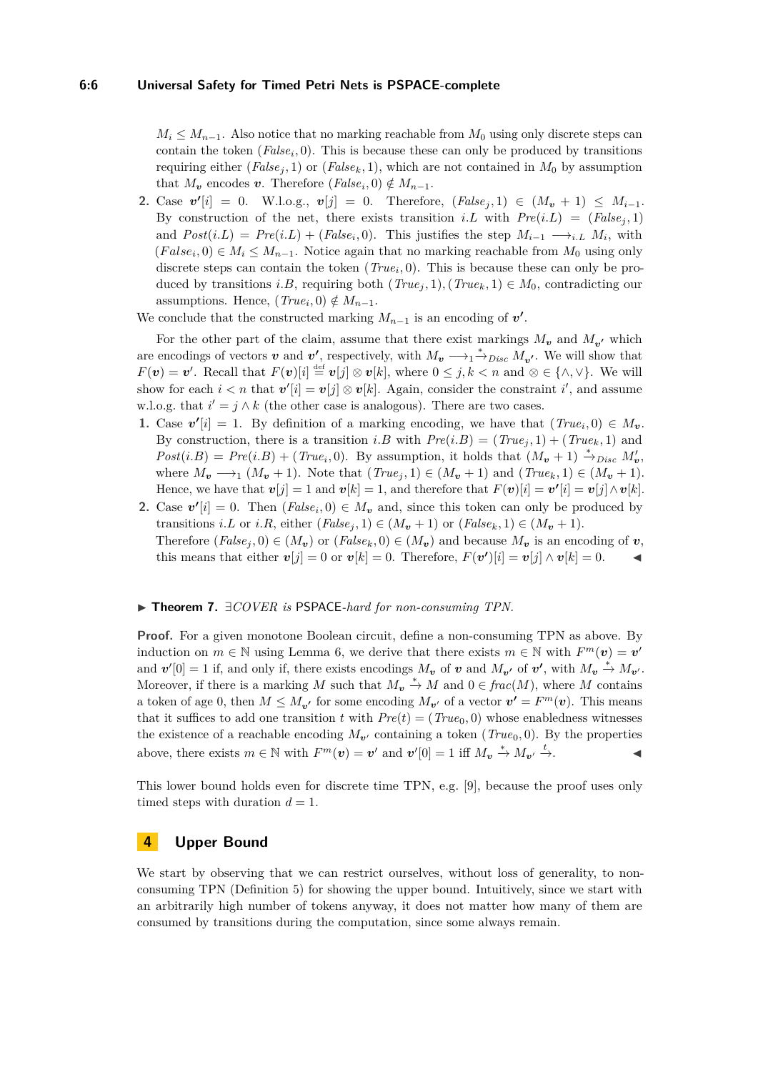$M_i \leq M_{n-1}$. Also notice that no marking reachable from $M_0$ using only discrete steps can contain the token $(\mathit{False}_i, 0)$. This is because these can only be produced by transitions requiring either $(\mathit{False}_j, 1)$ or $(\mathit{False}_k, 1)$, which are not contained in $M_0$ by assumption that $M_{\boldsymbol{v}}$ encodes $\boldsymbol{v}$. Therefore $(\mathit{False}_i, 0) \notin M_{n-1}$.

2. Case $\boldsymbol{v'}[i] = 0$. W.l.o.g., $\boldsymbol{v}[j] = 0$. Therefore, $(\mathit{False}_j, 1) \in (M_{\boldsymbol{v}} + 1) \leq M_{i-1}$. By construction of the net, there exists transition $i.L$ with $\mathit{Pre}(i.L) = (\mathit{False}_j, 1)$ and $\mathit{Post}(i.L) = \mathit{Pre}(i.L) + (\mathit{False}_i, 0)$. This justifies the step $M_{i-1} \longrightarrow_{i.L} M_i$, with $(\mathit{False}_i, 0) \in M_i \leq M_{n-1}$. Notice again that no marking reachable from $M_0$ using only discrete steps can contain the token $(\mathit{True}_i, 0)$. This is because these can only be produced by transitions $i.B$, requiring both $(\mathit{True}_j, 1), (\mathit{True}_k, 1) \in M_0$, contradicting our assumptions. Hence, $(\mathit{True}_i, 0) \notin M_{n-1}$.

We conclude that the constructed marking $M_{n-1}$ is an encoding of $\boldsymbol{v'}$.

For the other part of the claim, assume that there exist markings $M_{\boldsymbol{v}}$ and $M_{\boldsymbol{v'}}$ which are encodings of vectors $\boldsymbol{v}$ and $\boldsymbol{v'}$, respectively, with $M_{\boldsymbol{v}} \longrightarrow_1 \xrightarrow{*}_{Disc} M_{\boldsymbol{v'}}$. We will show that $F(\boldsymbol{v}) = \boldsymbol{v'}$. Recall that $F(\boldsymbol{v})[i] \stackrel{\text{def}}{=} \boldsymbol{v}[j] \otimes \boldsymbol{v}[k]$, where $0 \leq j, k < n$ and $\otimes \in \{\wedge, \vee\}$. We will show for each $i < n$ that $\boldsymbol{v'}[i] = \boldsymbol{v}[j] \otimes \boldsymbol{v}[k]$. Again, consider the constraint $i'$, and assume w.l.o.g. that $i' = j \wedge k$ (the other case is analogous). There are two cases.

1. Case $\boldsymbol{v'}[i] = 1$. By definition of a marking encoding, we have that $(\mathit{True}_i, 0) \in M_{\boldsymbol{v}}$. By construction, there is a transition $i.B$ with $\mathit{Pre}(i.B) = (\mathit{True}_j, 1) + (\mathit{True}_k, 1)$ and $\mathit{Post}(i.B) = \mathit{Pre}(i.B) + (\mathit{True}_i, 0)$. By assumption, it holds that $(M_{\boldsymbol{v}} + 1) \xrightarrow{*}_{Disc} M'_{\boldsymbol{v}}$, where $M_{\boldsymbol{v}} \longrightarrow_1 (M_{\boldsymbol{v}} + 1)$. Note that $(\mathit{True}_j, 1) \in (M_{\boldsymbol{v}} + 1)$ and $(\mathit{True}_k, 1) \in (M_{\boldsymbol{v}} + 1)$. Hence, we have that $\boldsymbol{v}[j] = 1$ and $\boldsymbol{v}[k] = 1$, and therefore that $F(\boldsymbol{v})[i] = \boldsymbol{v'}[i] = \boldsymbol{v}[j] \wedge \boldsymbol{v}[k]$.
2. Case $\boldsymbol{v'}[i] = 0$. Then $(\mathit{False}_i, 0) \in M_{\boldsymbol{v}}$ and, since this token can only be produced by transitions $i.L$ or $i.R$, either $(\mathit{False}_j, 1) \in (M_{\boldsymbol{v}} + 1)$ or $(\mathit{False}_k, 1) \in (M_{\boldsymbol{v}} + 1)$.
   Therefore $(\mathit{False}_j, 0) \in (M_{\boldsymbol{v}})$ or $(\mathit{False}_k, 0) \in (M_{\boldsymbol{v}})$ and because $M_{\boldsymbol{v}}$ is an encoding of $\boldsymbol{v}$, this means that either $\boldsymbol{v}[j] = 0$ or $\boldsymbol{v}[k] = 0$. Therefore, $F(\boldsymbol{v'})[i] = \boldsymbol{v}[j] \wedge \boldsymbol{v}[k] = 0$. ◀

▶ **Theorem 7.** *$\exists COVER$ is* PSPACE*-hard for non-consuming TPN.*

**Proof.** For a given monotone Boolean circuit, define a non-consuming TPN as above. By induction on $m \in \mathbb{N}$ using Lemma 6, we derive that there exists $m \in \mathbb{N}$ with $F^m(\boldsymbol{v}) = \boldsymbol{v'}$ and $\boldsymbol{v'}[0] = 1$ if, and only if, there exists encodings $M_{\boldsymbol{v}}$ of $\boldsymbol{v}$ and $M_{\boldsymbol{v'}}$ of $\boldsymbol{v'}$, with $M_{\boldsymbol{v}} \xrightarrow{*} M_{\boldsymbol{v'}}$. Moreover, if there is a marking $M$ such that $M_{\boldsymbol{v}} \xrightarrow{*} M$ and $0 \in \mathit{frac}(M)$, where $M$ contains a token of age 0, then $M \leq M_{\boldsymbol{v'}}$ for some encoding $M_{\boldsymbol{v'}}$ of a vector $\boldsymbol{v'} = F^m(\boldsymbol{v})$. This means that it suffices to add one transition $t$ with $\mathit{Pre}(t) = (\mathit{True}_0, 0)$ whose enabledness witnesses the existence of a reachable encoding $M_{\boldsymbol{v'}}$ containing a token $(\mathit{True}_0, 0)$. By the properties above, there exists $m \in \mathbb{N}$ with $F^m(\boldsymbol{v}) = \boldsymbol{v'}$ and $\boldsymbol{v'}[0] = 1$ iff $M_{\boldsymbol{v}} \xrightarrow{*} M_{\boldsymbol{v'}} \xrightarrow{t}$. ◀

This lower bound holds even for discrete time TPN, e.g. [9], because the proof uses only timed steps with duration $d = 1$.

## 4 Upper Bound

We start by observing that we can restrict ourselves, without loss of generality, to non-consuming TPN (Definition 5) for showing the upper bound. Intuitively, since we start with an arbitrarily high number of tokens anyway, it does not matter how many of them are consumed by transitions during the computation, since some always remain.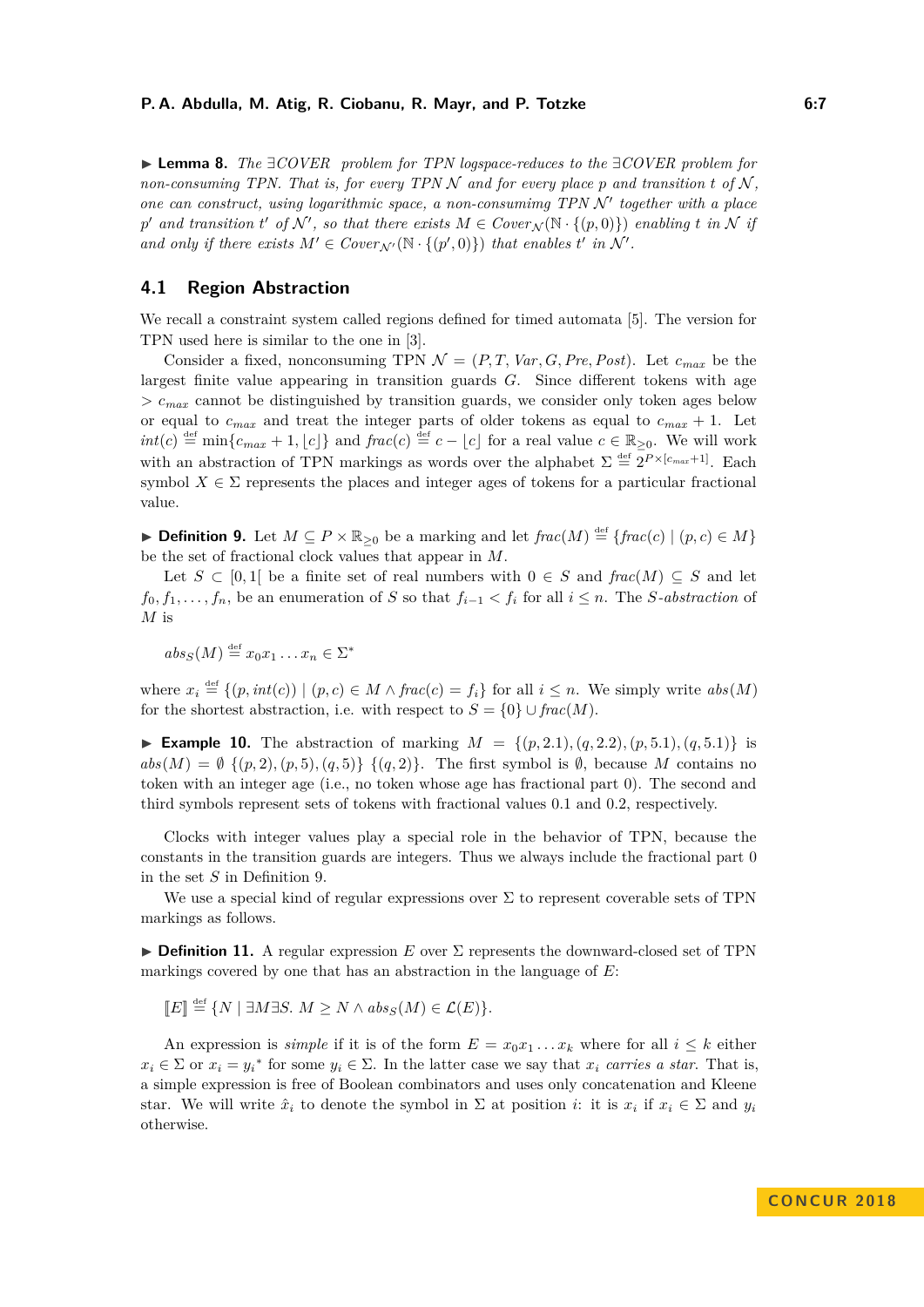▶ **Lemma 8.** *The ∃COVER problem for TPN logspace-reduces to the ∃COVER problem for non-consuming TPN. That is, for every TPN $\mathcal{N}$ and for every place $p$ and transition $t$ of $\mathcal{N}$, one can construct, using logarithmic space, a non-consumimg TPN $\mathcal{N}'$ together with a place $p'$ and transition $t'$ of $\mathcal{N}'$, so that there exists $M \in Cover_{\mathcal{N}}(\mathbb{N} \cdot \{(p,0)\})$ enabling $t$ in $\mathcal{N}$ if and only if there exists $M' \in Cover_{\mathcal{N}'}(\mathbb{N} \cdot \{(p',0)\})$ that enables $t'$ in $\mathcal{N}'$.*

## 4.1 Region Abstraction

We recall a constraint system called regions defined for timed automata [5]. The version for TPN used here is similar to the one in [3].

Consider a fixed, nonconsuming TPN $\mathcal{N} = (P, T, Var, G, Pre, Post)$. Let $c_{max}$ be the largest finite value appearing in transition guards $G$. Since different tokens with age $> c_{max}$ cannot be distinguished by transition guards, we consider only token ages below or equal to $c_{max}$ and treat the integer parts of older tokens as equal to $c_{max} + 1$. Let $int(c) \stackrel{\text{def}}{=} \min\{c_{max}+1, \lfloor c \rfloor\}$ and $frac(c) \stackrel{\text{def}}{=} c - \lfloor c \rfloor$ for a real value $c \in \mathbb{R}_{\geq 0}$. We will work with an abstraction of TPN markings as words over the alphabet $\Sigma \stackrel{\text{def}}{=} 2^{P \times [c_{max}+1]}$. Each symbol $X \in \Sigma$ represents the places and integer ages of tokens for a particular fractional value.

▶ **Definition 9.** Let $M \subseteq P \times \mathbb{R}_{\geq 0}$ be a marking and let $frac(M) \stackrel{\text{def}}{=} \{frac(c) \mid (p,c) \in M\}$ be the set of fractional clock values that appear in $M$.

Let $S \subset [0, 1[$ be a finite set of real numbers with $0 \in S$ and $frac(M) \subseteq S$ and let $f_0, f_1, \ldots, f_n$, be an enumeration of $S$ so that $f_{i-1} < f_i$ for all $i \leq n$. The *$S$-abstraction* of $M$ is

$$abs_S(M) \stackrel{\text{def}}{=} x_0 x_1 \ldots x_n \in \Sigma^*$$

where $x_i \stackrel{\text{def}}{=} \{(p, int(c)) \mid (p,c) \in M \wedge frac(c) = f_i\}$ for all $i \leq n$. We simply write $abs(M)$ for the shortest abstraction, i.e. with respect to $S = \{0\} \cup frac(M)$.

▶ **Example 10.** The abstraction of marking $M = \{(p, 2.1), (q, 2.2), (p, 5.1), (q, 5.1)\}$ is $abs(M) = \emptyset\ \{(p,2),(p,5),(q,5)\}\ \{(q,2)\}$. The first symbol is $\emptyset$, because $M$ contains no token with an integer age (i.e., no token whose age has fractional part 0). The second and third symbols represent sets of tokens with fractional values 0.1 and 0.2, respectively.

Clocks with integer values play a special role in the behavior of TPN, because the constants in the transition guards are integers. Thus we always include the fractional part 0 in the set $S$ in Definition 9.

We use a special kind of regular expressions over $\Sigma$ to represent coverable sets of TPN markings as follows.

▶ **Definition 11.** A regular expression $E$ over $\Sigma$ represents the downward-closed set of TPN markings covered by one that has an abstraction in the language of $E$:

$$[\![E]\!] \stackrel{\text{def}}{=} \{N \mid \exists M \exists S.\ M \geq N \wedge abs_S(M) \in \mathcal{L}(E)\}.$$

An expression is *simple* if it is of the form $E = x_0 x_1 \ldots x_k$ where for all $i \leq k$ either $x_i \in \Sigma$ or $x_i = {y_i}^*$ for some $y_i \in \Sigma$. In the latter case we say that $x_i$ *carries a star*. That is, a simple expression is free of Boolean combinators and uses only concatenation and Kleene star. We will write $\hat{x}_i$ to denote the symbol in $\Sigma$ at position $i$: it is $x_i$ if $x_i \in \Sigma$ and $y_i$ otherwise.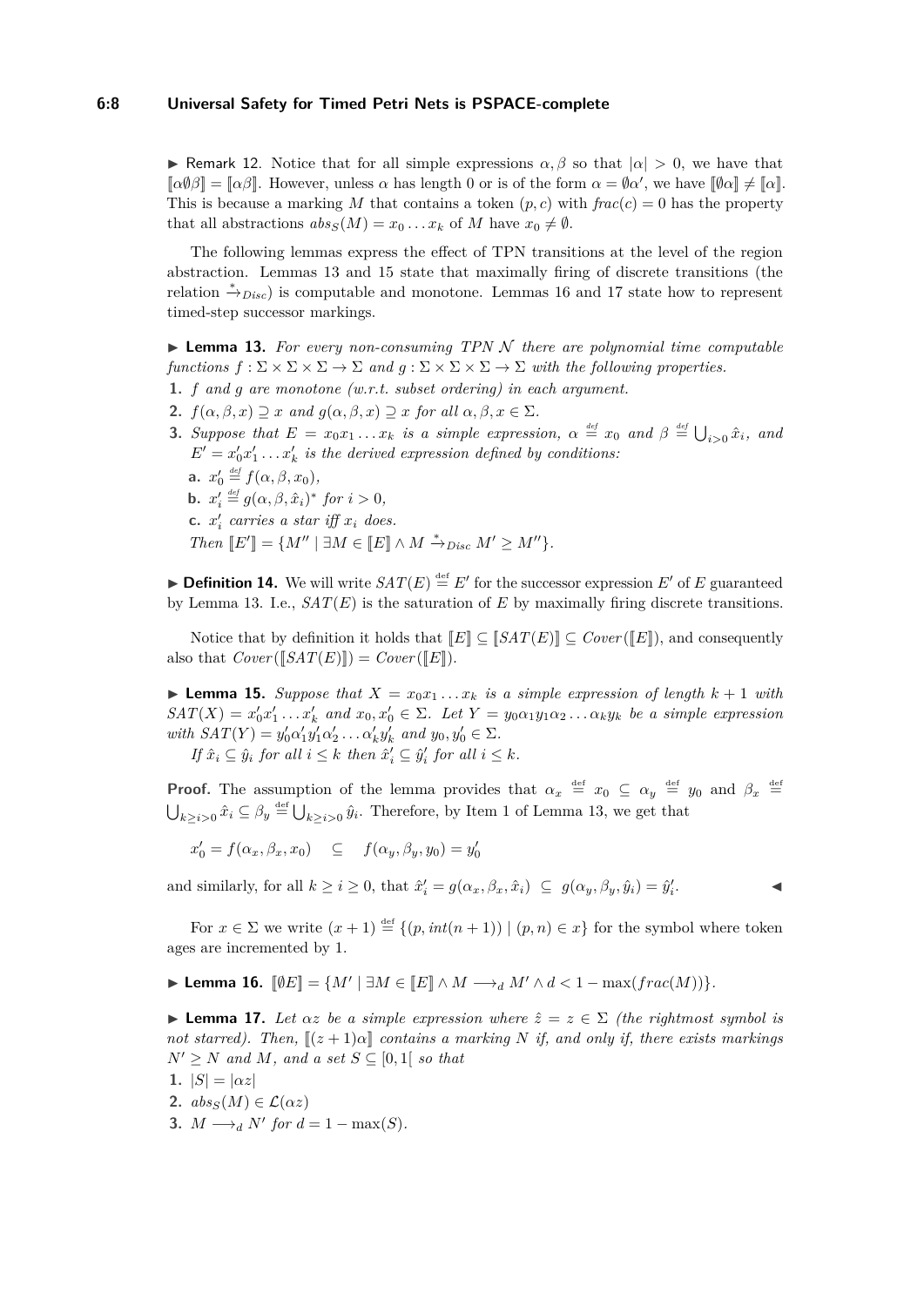▶ Remark 12. Notice that for all simple expressions $\alpha, \beta$ so that $|\alpha| > 0$, we have that $[\![\alpha\emptyset\beta]\!] = [\![\alpha\beta]\!]$. However, unless $\alpha$ has length 0 or is of the form $\alpha = \emptyset\alpha'$, we have $[\![\emptyset\alpha]\!] \neq [\![\alpha]\!]$. This is because a marking $M$ that contains a token $(p, c)$ with $frac(c) = 0$ has the property that all abstractions $abs_S(M) = x_0 \dots x_k$ of $M$ have $x_0 \neq \emptyset$.

The following lemmas express the effect of TPN transitions at the level of the region abstraction. Lemmas 13 and 15 state that maximally firing of discrete transitions (the relation $\xrightarrow{*}_{Disc}$) is computable and monotone. Lemmas 16 and 17 state how to represent timed-step successor markings.

▶ **Lemma 13.** *For every non-consuming TPN $\mathcal{N}$ there are polynomial time computable functions $f : \Sigma \times \Sigma \times \Sigma \to \Sigma$ and $g : \Sigma \times \Sigma \times \Sigma \to \Sigma$ with the following properties.*

1. *$f$ and $g$ are monotone (w.r.t. subset ordering) in each argument.*
2. *$f(\alpha, \beta, x) \supseteq x$ and $g(\alpha, \beta, x) \supseteq x$ for all $\alpha, \beta, x \in \Sigma$.*
3. *Suppose that $E = x_0 x_1 \dots x_k$ is a simple expression, $\alpha \stackrel{\text{def}}{=} x_0$ and $\beta \stackrel{\text{def}}{=} \bigcup_{i>0} \hat{x}_i$, and $E' = x'_0 x'_1 \dots x'_k$ is the derived expression defined by conditions:*
   **a.** *$x'_0 \stackrel{\text{def}}{=} f(\alpha, \beta, x_0)$,*
   **b.** *$x'_i \stackrel{\text{def}}{=} g(\alpha, \beta, \hat{x}_i)^*$ for $i > 0$,*
   **c.** *$x'_i$ carries a star iff $x_i$ does.*
   *Then $[\![E']\!] = \{M'' \mid \exists M \in [\![E]\!] \wedge M \xrightarrow{*}_{Disc} M' \geq M''\}$.*

▶ **Definition 14.** We will write $SAT(E) \stackrel{\text{def}}{=} E'$ for the successor expression $E'$ of $E$ guaranteed by Lemma 13. I.e., $SAT(E)$ is the saturation of $E$ by maximally firing discrete transitions.

Notice that by definition it holds that $[\![E]\!] \subseteq [\![SAT(E)]\!] \subseteq Cover([\![E]\!])$, and consequently also that $Cover([\![SAT(E)]\!]) = Cover([\![E]\!])$.

▶ **Lemma 15.** *Suppose that $X = x_0 x_1 \dots x_k$ is a simple expression of length $k+1$ with $SAT(X) = x'_0 x'_1 \dots x'_k$ and $x_0, x'_0 \in \Sigma$. Let $Y = y_0 \alpha_1 y_1 \alpha_2 \dots \alpha_k y_k$ be a simple expression with $SAT(Y) = y'_0 \alpha'_1 y'_1 \alpha'_2 \dots \alpha'_k y'_k$ and $y_0, y'_0 \in \Sigma$.*

*If $\hat{x}_i \subseteq \hat{y}_i$ for all $i \leq k$ then $\hat{x}'_i \subseteq \hat{y}'_i$ for all $i \leq k$.*

**Proof.** The assumption of the lemma provides that $\alpha_x \stackrel{\text{def}}{=} x_0 \subseteq \alpha_y \stackrel{\text{def}}{=} y_0$ and $\beta_x \stackrel{\text{def}}{=} \bigcup_{k \geq i > 0} \hat{x}_i \subseteq \beta_y \stackrel{\text{def}}{=} \bigcup_{k \geq i > 0} \hat{y}_i$. Therefore, by Item 1 of Lemma 13, we get that

$$x'_0 = f(\alpha_x, \beta_x, x_0) \quad \subseteq \quad f(\alpha_y, \beta_y, y_0) = y'_0$$

and similarly, for all $k \geq i \geq 0$, that $\hat{x}'_i = g(\alpha_x, \beta_x, \hat{x}_i) \subseteq g(\alpha_y, \beta_y, \hat{y}_i) = \hat{y}'_i$. ◀

For $x \in \Sigma$ we write $(x+1) \stackrel{\text{def}}{=} \{(p, int(n+1)) \mid (p, n) \in x\}$ for the symbol where token ages are incremented by 1.

▶ **Lemma 16.** $[\![\emptyset E]\!] = \{M' \mid \exists M \in [\![E]\!] \wedge M \longrightarrow_d M' \wedge d < 1 - \max(frac(M))\}$.

▶ **Lemma 17.** *Let $\alpha z$ be a simple expression where $\hat{z} = z \in \Sigma$ (the rightmost symbol is not starred). Then, $[\![(z+1)\alpha]\!]$ contains a marking $N$ if, and only if, there exists markings $N' \geq N$ and $M$, and a set $S \subseteq [0, 1[$ so that*

1. *$|S| = |\alpha z|$*
2. *$abs_S(M) \in \mathcal{L}(\alpha z)$*
3. *$M \longrightarrow_d N'$ for $d = 1 - \max(S)$.*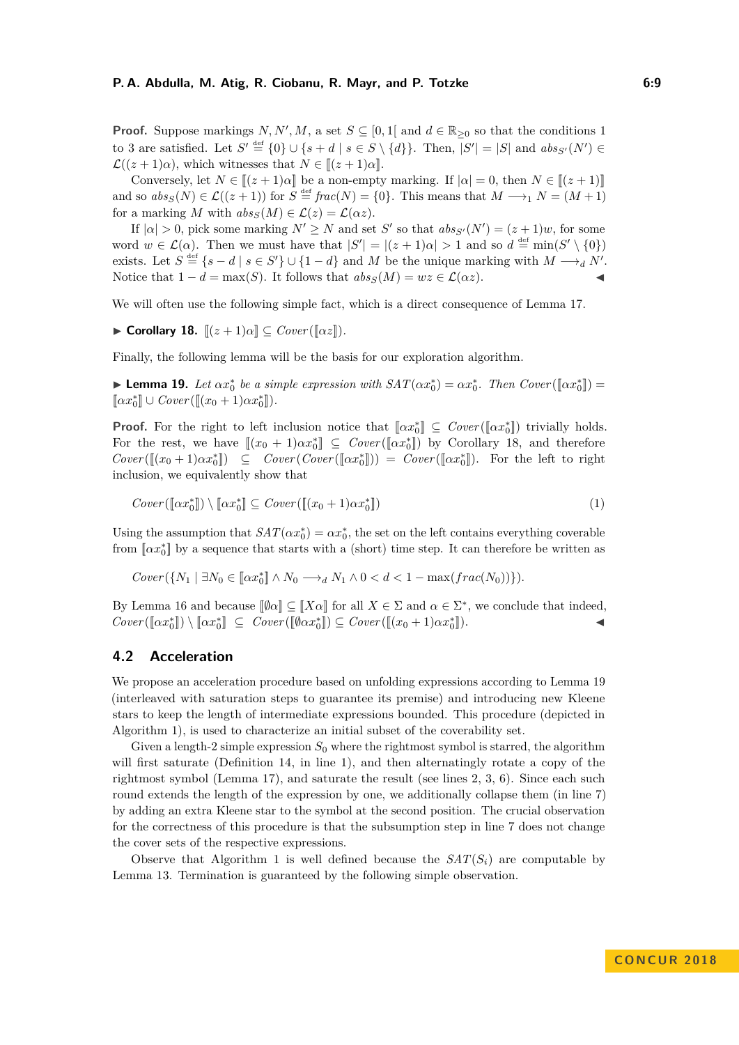**Proof.** Suppose markings $N, N', M$, a set $S \subseteq [0,1[$ and $d \in \mathbb{R}_{\geq 0}$ so that the conditions 1 to 3 are satisfied. Let $S' \stackrel{\text{def}}{=} \{0\} \cup \{s + d \mid s \in S \setminus \{d\}\}$. Then, $|S'| = |S|$ and $abs_{S'}(N') \in \mathcal{L}((z+1)\alpha)$, which witnesses that $N \in [\![(z+1)\alpha]\!]$.

Conversely, let $N \in [\![(z+1)\alpha]\!]$ be a non-empty marking. If $|\alpha| = 0$, then $N \in [\![(z+1)]\!]$ and so $abs_S(N) \in \mathcal{L}((z+1))$ for $S \stackrel{\text{def}}{=} frac(N) = \{0\}$. This means that $M \longrightarrow_1 N = (M+1)$ for a marking $M$ with $abs_S(M) \in \mathcal{L}(z) = \mathcal{L}(\alpha z)$.

If $|\alpha| > 0$, pick some marking $N' \geq N$ and set $S'$ so that $abs_{S'}(N') = (z+1)w$, for some word $w \in \mathcal{L}(\alpha)$. Then we must have that $|S'| = |(z+1)\alpha| > 1$ and so $d \stackrel{\text{def}}{=} \min(S' \setminus \{0\})$ exists. Let $S \stackrel{\text{def}}{=} \{s - d \mid s \in S'\} \cup \{1-d\}$ and $M$ be the unique marking with $M \longrightarrow_d N'$. Notice that $1 - d = \max(S)$. It follows that $abs_S(M) = wz \in \mathcal{L}(\alpha z)$. ◀

We will often use the following simple fact, which is a direct consequence of Lemma 17.

▶ **Corollary 18.** $[\![(z+1)\alpha]\!] \subseteq Cover([\![\alpha z]\!])$.

Finally, the following lemma will be the basis for our exploration algorithm.

▶ **Lemma 19.** *Let $\alpha x_0^*$ be a simple expression with $SAT(\alpha x_0^*) = \alpha x_0^*$. Then $Cover([\![\alpha x_0^*]\!]) = [\![\alpha x_0^*]\!] \cup Cover([\![(x_0+1)\alpha x_0^*]\!])$.*

**Proof.** For the right to left inclusion notice that $[\![\alpha x_0^*]\!] \subseteq Cover([\![\alpha x_0^*]\!])$ trivially holds. For the rest, we have $[\![(x_0+1)\alpha x_0^*]\!] \subseteq Cover([\![\alpha x_0^*]\!])$ by Corollary 18, and therefore $Cover([\![(x_0+1)\alpha x_0^*]\!]) \subseteq Cover(Cover([\![\alpha x_0^*]\!])) = Cover([\![\alpha x_0^*]\!])$. For the left to right inclusion, we equivalently show that

$$Cover([\![\alpha x_0^*]\!]) \setminus [\![\alpha x_0^*]\!] \subseteq Cover([\![(x_0+1)\alpha x_0^*]\!]) \tag{1}$$

Using the assumption that $SAT(\alpha x_0^*) = \alpha x_0^*$, the set on the left contains everything coverable from $[\![\alpha x_0^*]\!]$ by a sequence that starts with a (short) time step. It can therefore be written as

$$Cover(\{N_1 \mid \exists N_0 \in [\![\alpha x_0^*]\!] \wedge N_0 \longrightarrow_d N_1 \wedge 0 < d < 1 - \max(frac(N_0))\}).$$

By Lemma 16 and because $[\![\emptyset\alpha]\!] \subseteq [\![X\alpha]\!]$ for all $X \in \Sigma$ and $\alpha \in \Sigma^*$, we conclude that indeed, $Cover([\![\alpha x_0^*]\!]) \setminus [\![\alpha x_0^*]\!] \subseteq Cover([\![\emptyset\alpha x_0^*]\!]) \subseteq Cover([\![(x_0+1)\alpha x_0^*]\!])$. ◀

## 4.2 Acceleration

We propose an acceleration procedure based on unfolding expressions according to Lemma 19 (interleaved with saturation steps to guarantee its premise) and introducing new Kleene stars to keep the length of intermediate expressions bounded. This procedure (depicted in Algorithm 1), is used to characterize an initial subset of the coverability set.

Given a length-2 simple expression $S_0$ where the rightmost symbol is starred, the algorithm will first saturate (Definition 14, in line 1), and then alternatingly rotate a copy of the rightmost symbol (Lemma 17), and saturate the result (see lines 2, 3, 6). Since each such round extends the length of the expression by one, we additionally collapse them (in line 7) by adding an extra Kleene star to the symbol at the second position. The crucial observation for the correctness of this procedure is that the subsumption step in line 7 does not change the cover sets of the respective expressions.

Observe that Algorithm 1 is well defined because the $SAT(S_i)$ are computable by Lemma 13. Termination is guaranteed by the following simple observation.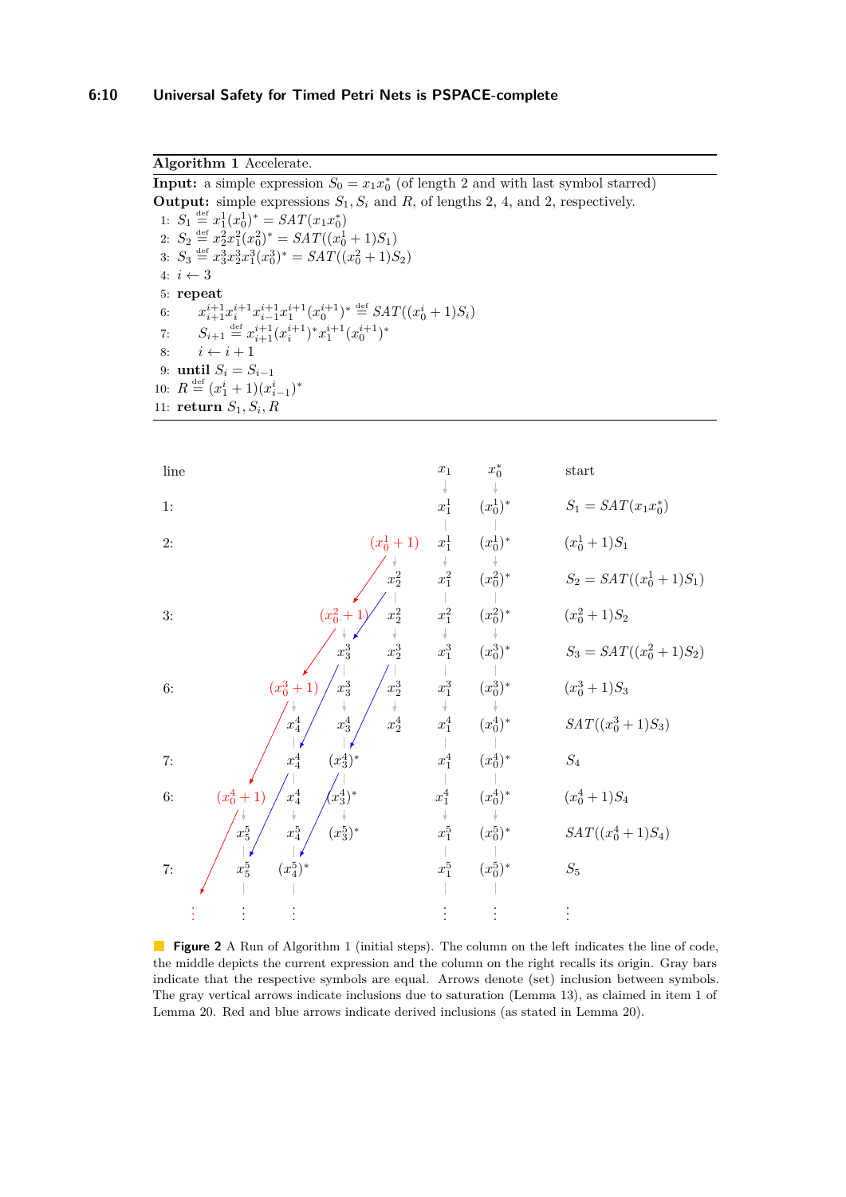**Algorithm 1** Accelerate.

**Input:** a simple expression $S_0 = x_1 x_0^*$ (of length 2 and with last symbol starred)

**Output:** simple expressions $S_1, S_i$ and $R$, of lengths 2, 4, and 2, respectively.

```
1:  S_1 ≝ x_1^1 (x_0^1)^* = SAT(x_1 x_0^*)
2:  S_2 ≝ x_2^2 x_1^2 (x_0^2)^* = SAT((x_0^1 + 1) S_1)
3:  S_3 ≝ x_3^3 x_2^3 x_1^3 (x_0^3)^* = SAT((x_0^2 + 1) S_2)
4:  i ← 3
5:  repeat
6:      x_{i+1}^{i+1} x_i^{i+1} x_{i-1}^{i+1} x_1^{i+1} (x_0^{i+1})^* ≝ SAT((x_0^i + 1) S_i)
7:      S_{i+1} ≝ x_{i+1}^{i+1} (x_i^{i+1})^* x_1^{i+1} (x_0^{i+1})^*
8:      i ← i + 1
9:  until S_i = S_{i-1}
10: R ≝ (x_1^i + 1)(x_{i-1}^i)^*
11: return S_1, S_i, R
```

| line | | | | | | | | start |
|---|---|---|---|---|---|---|---|---|
| | | | | | | $x_1$ | $x_0^*$ | |
| 1: | | | | | | $x_1^1$ | $(x_0^1)^*$ | $S_1 = SAT(x_1 x_0^*)$ |
| 2: | | | | | $(x_0^1+1)$ | $x_1^1$ | $(x_0^1)^*$ | $(x_0^1+1)S_1$ |
| | | | | | $x_2^2$ | $x_1^2$ | $(x_0^2)^*$ | $S_2 = SAT((x_0^1+1)S_1)$ |
| 3: | | | | $(x_0^2+1)$ | $x_2^2$ | $x_1^2$ | $(x_0^2)^*$ | $(x_0^2+1)S_2$ |
| | | | | $x_3^3$ | $x_2^3$ | $x_1^3$ | $(x_0^3)^*$ | $S_3 = SAT((x_0^2+1)S_2)$ |
| 6: | | | $(x_0^3+1)$ | $x_3^3$ | $x_2^3$ | $x_1^3$ | $(x_0^3)^*$ | $(x_0^3+1)S_3$ |
| | | | $x_4^4$ | $x_3^4$ | $x_2^4$ | $x_1^4$ | $(x_0^4)^*$ | $SAT((x_0^3+1)S_3)$ |
| 7: | | | $x_4^4$ | $(x_3^4)^*$ | | $x_1^4$ | $(x_0^4)^*$ | $S_4$ |
| 6: | | $(x_0^4+1)$ | $x_4^4$ | $(x_3^4)^*$ | | $x_1^4$ | $(x_0^4)^*$ | $(x_0^4+1)S_4$ |
| | | $x_5^5$ | $x_4^5$ | $(x_3^5)^*$ | | $x_1^5$ | $(x_0^5)^*$ | $SAT((x_0^4+1)S_4)$ |
| 7: | | $x_5^5$ | $(x_4^5)^*$ | | | $x_1^5$ | $(x_0^5)^*$ | $S_5$ |
| | ⋮ | ⋮ | ⋮ | | | ⋮ | ⋮ | ⋮ |

**Figure 2** A Run of Algorithm 1 (initial steps). The column on the left indicates the line of code, the middle depicts the current expression and the column on the right recalls its origin. Gray bars indicate that the respective symbols are equal. Arrows denote (set) inclusion between symbols. The gray vertical arrows indicate inclusions due to saturation (Lemma 13), as claimed in item 1 of Lemma 20. Red and blue arrows indicate derived inclusions (as stated in Lemma 20).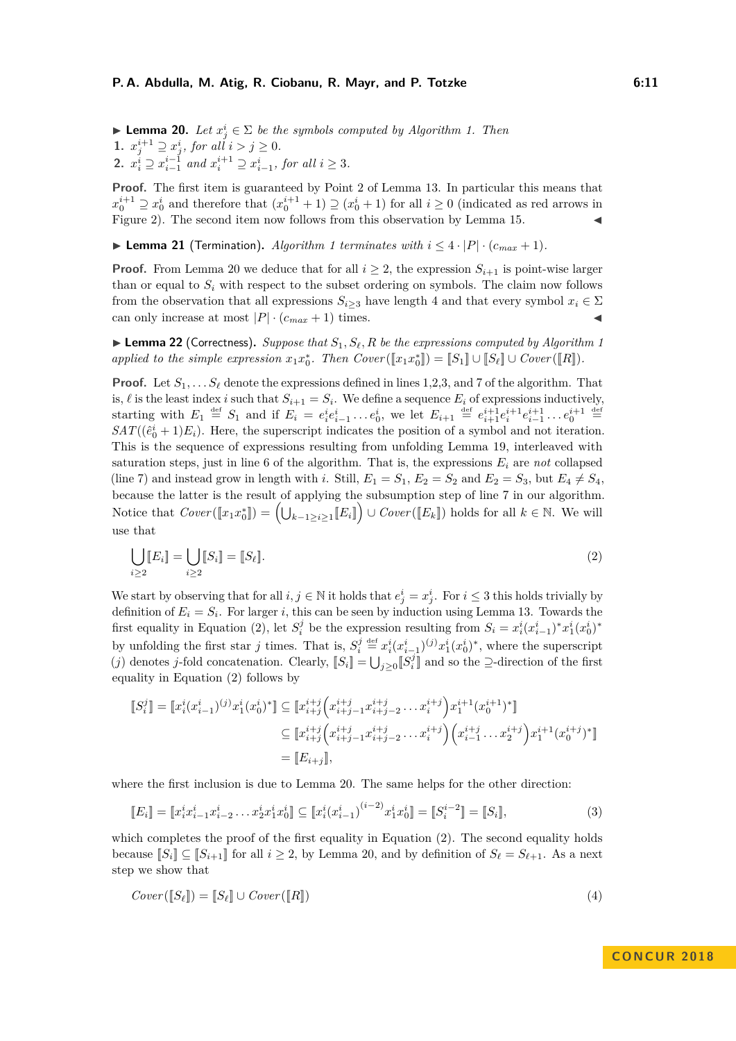▶ **Lemma 20.** *Let $x^i_j \in \Sigma$ be the symbols computed by Algorithm 1. Then*
1. $x^{i+1}_j \supseteq x^i_j$*, for all $i > j \geq 0$.*
2. $x^i_i \supseteq x^{i-1}_{i-1}$ *and* $x^{i+1}_i \supseteq x^i_{i-1}$*, for all $i \geq 3$.*

**Proof.** The first item is guaranteed by Point 2 of Lemma 13. In particular this means that $x^{i+1}_0 \supseteq x^i_0$ and therefore that $(x^{i+1}_0 + 1) \supseteq (x^i_0 + 1)$ for all $i \geq 0$ (indicated as red arrows in Figure 2). The second item now follows from this observation by Lemma 15. ◀

▶ **Lemma 21** (Termination)**.** *Algorithm 1 terminates with $i \leq 4 \cdot |P| \cdot (c_{max} + 1)$.*

**Proof.** From Lemma 20 we deduce that for all $i \geq 2$, the expression $S_{i+1}$ is point-wise larger than or equal to $S_i$ with respect to the subset ordering on symbols. The claim now follows from the observation that all expressions $S_{i\geq 3}$ have length 4 and that every symbol $x_i \in \Sigma$ can only increase at most $|P| \cdot (c_{max} + 1)$ times. ◀

▶ **Lemma 22** (Correctness)**.** *Suppose that $S_1, S_\ell, R$ be the expressions computed by Algorithm 1 applied to the simple expression $x_1 x_0^*$. Then $Cover(⟦x_1 x_0^*⟧) = ⟦S_1⟧ \cup ⟦S_\ell⟧ \cup Cover(⟦R⟧)$.*

**Proof.** Let $S_1, \dots S_\ell$ denote the expressions defined in lines 1,2,3, and 7 of the algorithm. That is, $\ell$ is the least index $i$ such that $S_{i+1} = S_i$. We define a sequence $E_i$ of expressions inductively, starting with $E_1 \stackrel{\text{def}}{=} S_1$ and if $E_i = e^i_i e^i_{i-1} \dots e^i_0$, we let $E_{i+1} \stackrel{\text{def}}{=} e^{i+1}_{i+1} e^{i+1}_i e^{i+1}_{i-1} \dots e^{i+1}_0 \stackrel{\text{def}}{=} SAT((\hat{e}^i_0 + 1)E_i)$. Here, the superscript indicates the position of a symbol and not iteration. This is the sequence of expressions resulting from unfolding Lemma 19, interleaved with saturation steps, just in line 6 of the algorithm. That is, the expressions $E_i$ are *not* collapsed (line 7) and instead grow in length with $i$. Still, $E_1 = S_1$, $E_2 = S_2$ and $E_2 = S_3$, but $E_4 \neq S_4$, because the latter is the result of applying the subsumption step of line 7 in our algorithm. Notice that $Cover(⟦x_1 x_0^*⟧) = \left(\bigcup_{k-1 \geq i \geq 1} ⟦E_i⟧\right) \cup Cover(⟦E_k⟧)$ holds for all $k \in \mathbb{N}$. We will use that

$$\bigcup_{i \geq 2} ⟦E_i⟧ = \bigcup_{i \geq 2} ⟦S_i⟧ = ⟦S_\ell⟧. \tag{2}$$

We start by observing that for all $i, j \in \mathbb{N}$ it holds that $e^i_j = x^i_j$. For $i \leq 3$ this holds trivially by definition of $E_i = S_i$. For larger $i$, this can be seen by induction using Lemma 13. Towards the first equality in Equation (2), let $S^j_i$ be the expression resulting from $S_i = x^i_i (x^i_{i-1})^* x^i_1 (x^i_0)^*$ by unfolding the first star $j$ times. That is, $S^j_i \stackrel{\text{def}}{=} x^i_i (x^i_{i-1})^{(j)} x^i_1 (x^i_0)^*$, where the superscript $(j)$ denotes $j$-fold concatenation. Clearly, $⟦S_i⟧ = \bigcup_{j \geq 0} ⟦S^j_i⟧$ and so the $\supseteq$-direction of the first equality in Equation (2) follows by

$$\begin{aligned}
⟦S^j_i⟧ = ⟦x^i_i (x^i_{i-1})^{(j)} x^i_1 (x^i_0)^*⟧ &\subseteq ⟦x^{i+j}_{i+j} \left(x^{i+j}_{i+j-1} x^{i+j}_{i+j-2} \dots x^{i+j}_i\right) x^{i+1}_1 (x^{i+1}_0)^*⟧ \\
&\subseteq ⟦x^{i+j}_{i+j} \left(x^{i+j}_{i+j-1} x^{i+j}_{i+j-2} \dots x^{i+j}_i\right) \left(x^{i+j}_{i-1} \dots x^{i+j}_2\right) x^{i+1}_1 (x^{i+j}_0)^*⟧ \\
&= ⟦E_{i+j}⟧,
\end{aligned}$$

where the first inclusion is due to Lemma 20. The same helps for the other direction:

$$⟦E_i⟧ = ⟦x^i_i x^i_{i-1} x^i_{i-2} \dots x^i_2 x^i_1 x^i_0⟧ \subseteq ⟦x^i_i (x^i_{i-1})^{(i-2)} x^i_1 x^i_0⟧ = ⟦S^{i-2}_i⟧ = ⟦S_i⟧, \tag{3}$$

which completes the proof of the first equality in Equation (2). The second equality holds because $⟦S_i⟧ \subseteq ⟦S_{i+1}⟧$ for all $i \geq 2$, by Lemma 20, and by definition of $S_\ell = S_{\ell+1}$. As a next step we show that

$$Cover(⟦S_\ell⟧) = ⟦S_\ell⟧ \cup Cover(⟦R⟧) \tag{4}$$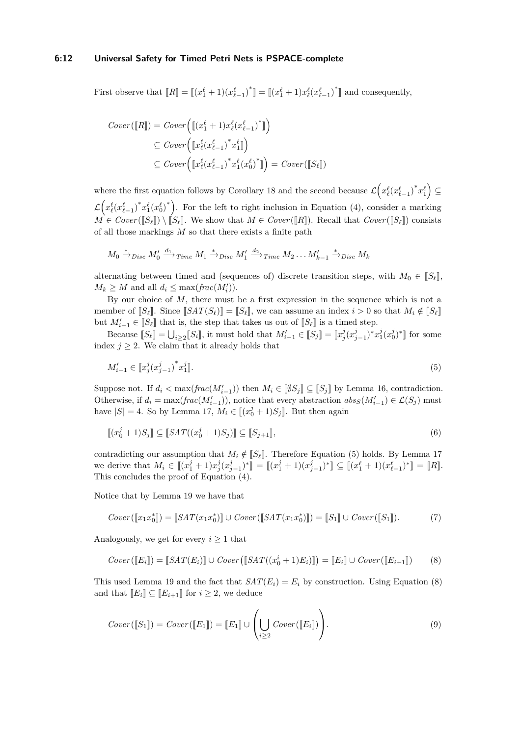First observe that $\llbracket R \rrbracket = \llbracket (x_1^\ell + 1)(x_{\ell-1}^\ell)^* \rrbracket = \llbracket (x_1^\ell + 1) x_\ell^\ell (x_{\ell-1}^\ell)^* \rrbracket$ and consequently,

$$
\begin{aligned}
Cover(\llbracket R \rrbracket) &= Cover\Big( \llbracket (x_1^\ell + 1) x_\ell^\ell (x_{\ell-1}^\ell)^* \rrbracket \Big) \\
&\subseteq Cover\Big( \llbracket x_\ell^\ell (x_{\ell-1}^\ell)^* x_1^\ell \rrbracket \Big) \\
&\subseteq Cover\Big( \llbracket x_\ell^\ell (x_{\ell-1}^\ell)^* x_1^\ell (x_0^\ell)^* \rrbracket \Big) = Cover(\llbracket S_\ell \rrbracket)
\end{aligned}
$$

where the first equation follows by Corollary 18 and the second because $\mathcal{L}\Big(x_\ell^\ell (x_{\ell-1}^\ell)^* x_1^\ell\Big) \subseteq \mathcal{L}\Big(x_\ell^\ell (x_{\ell-1}^\ell)^* x_1^\ell (x_0^\ell)^*\Big)$. For the left to right inclusion in Equation (4), consider a marking $M \in Cover(\llbracket S_\ell \rrbracket) \setminus \llbracket S_\ell \rrbracket$. We show that $M \in Cover(\llbracket R \rrbracket)$. Recall that $Cover(\llbracket S_\ell \rrbracket)$ consists of all those markings $M$ so that there exists a finite path

$$
M_0 \xrightarrow{*}_{Disc} M_0' \xrightarrow{d_1}_{Time} M_1 \xrightarrow{*}_{Disc} M_1' \xrightarrow{d_2}_{Time} M_2 \ldots M_{k-1}' \xrightarrow{*}_{Disc} M_k
$$

alternating between timed and (sequences of) discrete transition steps, with $M_0 \in \llbracket S_\ell \rrbracket$, $M_k \geq M$ and all $d_i \leq \max(frac(M_i'))$.

By our choice of $M$, there must be a first expression in the sequence which is not a member of $\llbracket S_\ell \rrbracket$. Since $\llbracket SAT(S_\ell) \rrbracket = \llbracket S_\ell \rrbracket$, we can assume an index $i > 0$ so that $M_i \notin \llbracket S_\ell \rrbracket$ but $M_{i-1}' \in \llbracket S_\ell \rrbracket$ that is, the step that takes us out of $\llbracket S_\ell \rrbracket$ is a timed step.

Because $\llbracket S_\ell \rrbracket = \bigcup_{i \geq 2} \llbracket S_i \rrbracket$, it must hold that $M_{i-1}' \in \llbracket S_j \rrbracket = \llbracket x_j^j (x_{j-1}^j)^* x_1^j (x_0^j)^* \rrbracket$ for some index $j \geq 2$. We claim that it already holds that

$$
M_{i-1}' \in \llbracket x_j^j (x_{j-1}^j)^* x_1^j \rrbracket. \tag{5}
$$

Suppose not. If $d_i < \max(frac(M_{i-1}'))$ then $M_i \in \llbracket \emptyset S_j \rrbracket \subseteq \llbracket S_j \rrbracket$ by Lemma 16, contradiction. Otherwise, if $d_i = \max(frac(M_{i-1}'))$, notice that every abstraction $abs_S(M_{i-1}') \in \mathcal{L}(S_j)$ must have $|S| = 4$. So by Lemma 17, $M_i \in \llbracket (x_0^j + 1) S_j \rrbracket$. But then again

$$
\llbracket (x_0^j + 1) S_j \rrbracket \subseteq \llbracket SAT((x_0^j + 1) S_j) \rrbracket \subseteq \llbracket S_{j+1} \rrbracket, \tag{6}
$$

contradicting our assumption that $M_i \notin \llbracket S_\ell \rrbracket$. Therefore Equation (5) holds. By Lemma 17 we derive that $M_i \in \llbracket (x_1^j + 1) x_j^j (x_{j-1}^j)^* \rrbracket = \llbracket (x_1^j + 1)(x_{j-1}^j)^* \rrbracket \subseteq \llbracket (x_1^\ell + 1)(x_{\ell-1}^\ell)^* \rrbracket = \llbracket R \rrbracket$. This concludes the proof of Equation (4).

Notice that by Lemma 19 we have that

$$
Cover(\llbracket x_1 x_0^* \rrbracket) = \llbracket SAT(x_1 x_0^*) \rrbracket \cup Cover(\llbracket SAT(x_1 x_0^*) \rrbracket) = \llbracket S_1 \rrbracket \cup Cover(\llbracket S_1 \rrbracket). \tag{7}
$$

Analogously, we get for every $i \geq 1$ that

$$
Cover(\llbracket E_i \rrbracket) = \llbracket SAT(E_i) \rrbracket \cup Cover\big(\llbracket SAT((x_0^i + 1) E_i) \rrbracket\big) = \llbracket E_i \rrbracket \cup Cover(\llbracket E_{i+1} \rrbracket) \tag{8}
$$

This used Lemma 19 and the fact that $SAT(E_i) = E_i$ by construction. Using Equation (8) and that $\llbracket E_i \rrbracket \subseteq \llbracket E_{i+1} \rrbracket$ for $i \geq 2$, we deduce

$$
Cover(\llbracket S_1 \rrbracket) = Cover(\llbracket E_1 \rrbracket) = \llbracket E_1 \rrbracket \cup \left( \bigcup_{i \geq 2} Cover(\llbracket E_i \rrbracket) \right). \tag{9}
$$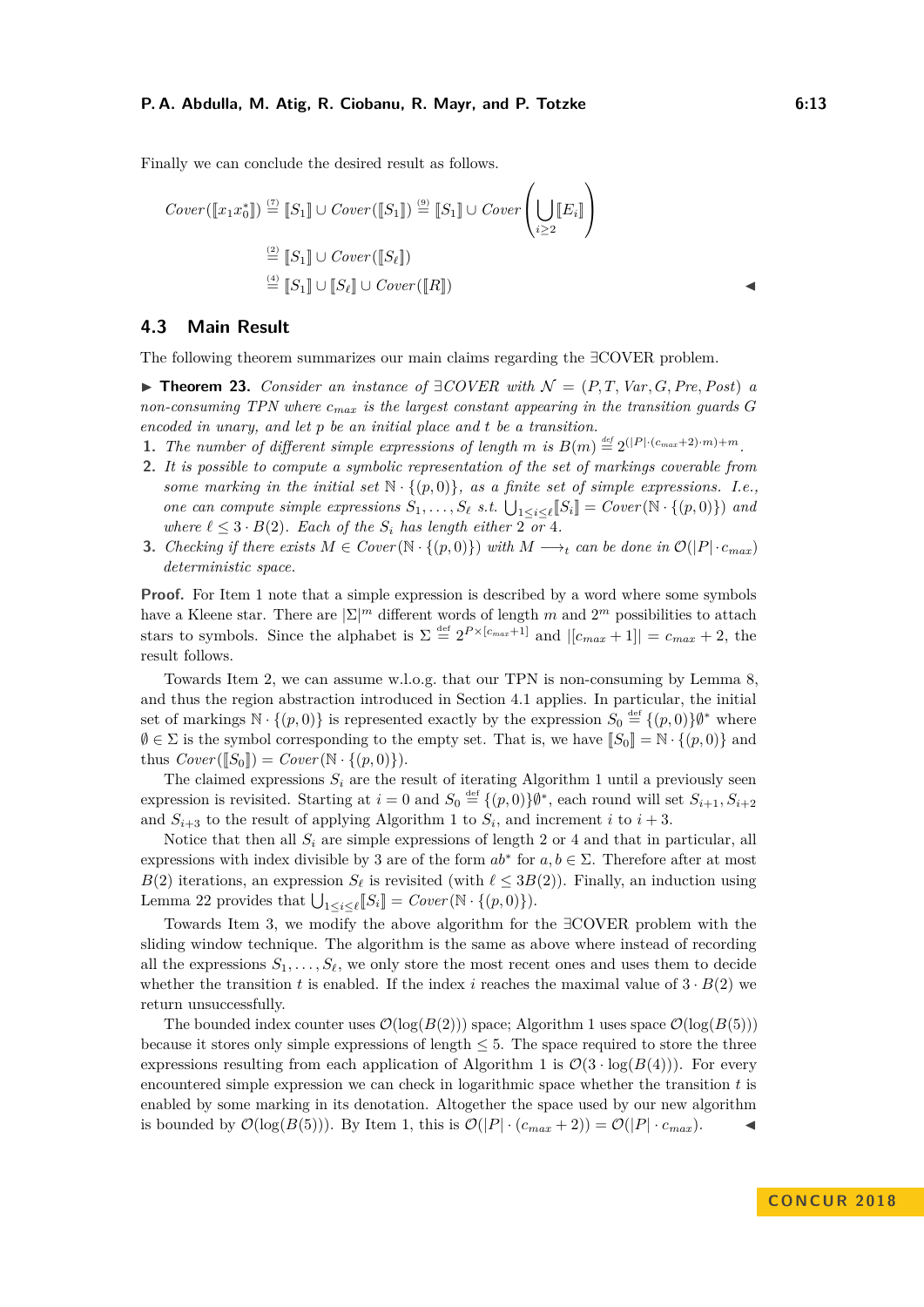Finally we can conclude the desired result as follows.

$$
\begin{aligned}
Cover(\llbracket x_1 x_0^* \rrbracket) &\overset{(7)}{=} \llbracket S_1 \rrbracket \cup Cover(\llbracket S_1 \rrbracket) \overset{(9)}{=} \llbracket S_1 \rrbracket \cup Cover\left(\bigcup_{i\geq 2} \llbracket E_i \rrbracket\right) \\
&\overset{(2)}{=} \llbracket S_1 \rrbracket \cup Cover(\llbracket S_\ell \rrbracket) \\
&\overset{(4)}{=} \llbracket S_1 \rrbracket \cup \llbracket S_\ell \rrbracket \cup Cover(\llbracket R \rrbracket)
\end{aligned}
$$

◀

## 4.3 Main Result

The following theorem summarizes our main claims regarding the ∃COVER problem.

▶ **Theorem 23.** *Consider an instance of ∃COVER with $\mathcal{N} = (P, T, Var, G, Pre, Post)$ a non-consuming TPN where $c_{max}$ is the largest constant appearing in the transition guards $G$ encoded in unary, and let $p$ be an initial place and $t$ be a transition.*

1. *The number of different simple expressions of length $m$ is $B(m) \overset{\text{def}}{=} 2^{(|P|\cdot(c_{max}+2)\cdot m)+m}$.*
2. *It is possible to compute a symbolic representation of the set of markings coverable from some marking in the initial set $\mathbb{N} \cdot \{(p,0)\}$, as a finite set of simple expressions. I.e., one can compute simple expressions $S_1, \ldots, S_\ell$ s.t. $\bigcup_{1\leq i\leq \ell} \llbracket S_i \rrbracket = Cover(\mathbb{N} \cdot \{(p,0)\})$ and where $\ell \leq 3 \cdot B(2)$. Each of the $S_i$ has length either 2 or 4.*
3. *Checking if there exists $M \in Cover(\mathbb{N} \cdot \{(p,0)\})$ with $M \longrightarrow_t$ can be done in $\mathcal{O}(|P| \cdot c_{max})$ deterministic space.*

**Proof.** For Item 1 note that a simple expression is described by a word where some symbols have a Kleene star. There are $|\Sigma|^m$ different words of length $m$ and $2^m$ possibilities to attach stars to symbols. Since the alphabet is $\Sigma \overset{\text{def}}{=} 2^{P\times[c_{max}+1]}$ and $|[c_{max}+1]| = c_{max}+2$, the result follows.

Towards Item 2, we can assume w.l.o.g. that our TPN is non-consuming by Lemma 8, and thus the region abstraction introduced in Section 4.1 applies. In particular, the initial set of markings $\mathbb{N} \cdot \{(p,0)\}$ is represented exactly by the expression $S_0 \overset{\text{def}}{=} \{(p,0)\}\emptyset^*$ where $\emptyset \in \Sigma$ is the symbol corresponding to the empty set. That is, we have $\llbracket S_0 \rrbracket = \mathbb{N} \cdot \{(p,0)\}$ and thus $Cover(\llbracket S_0 \rrbracket) = Cover(\mathbb{N} \cdot \{(p,0)\})$.

The claimed expressions $S_i$ are the result of iterating Algorithm 1 until a previously seen expression is revisited. Starting at $i = 0$ and $S_0 \overset{\text{def}}{=} \{(p,0)\}\emptyset^*$, each round will set $S_{i+1}, S_{i+2}$ and $S_{i+3}$ to the result of applying Algorithm 1 to $S_i$, and increment $i$ to $i+3$.

Notice that then all $S_i$ are simple expressions of length 2 or 4 and that in particular, all expressions with index divisible by 3 are of the form $ab^*$ for $a, b \in \Sigma$. Therefore after at most $B(2)$ iterations, an expression $S_\ell$ is revisited (with $\ell \leq 3B(2)$). Finally, an induction using Lemma 22 provides that $\bigcup_{1\leq i\leq \ell} \llbracket S_i \rrbracket = Cover(\mathbb{N} \cdot \{(p,0)\})$.

Towards Item 3, we modify the above algorithm for the ∃COVER problem with the sliding window technique. The algorithm is the same as above where instead of recording all the expressions $S_1, \ldots, S_\ell$, we only store the most recent ones and uses them to decide whether the transition $t$ is enabled. If the index $i$ reaches the maximal value of $3 \cdot B(2)$ we return unsuccessfully.

The bounded index counter uses $\mathcal{O}(\log(B(2)))$ space; Algorithm 1 uses space $\mathcal{O}(\log(B(5)))$ because it stores only simple expressions of length $\leq 5$. The space required to store the three expressions resulting from each application of Algorithm 1 is $\mathcal{O}(3 \cdot \log(B(4)))$. For every encountered simple expression we can check in logarithmic space whether the transition $t$ is enabled by some marking in its denotation. Altogether the space used by our new algorithm is bounded by $\mathcal{O}(\log(B(5)))$. By Item 1, this is $\mathcal{O}(|P| \cdot (c_{max}+2)) = \mathcal{O}(|P| \cdot c_{max})$. ◀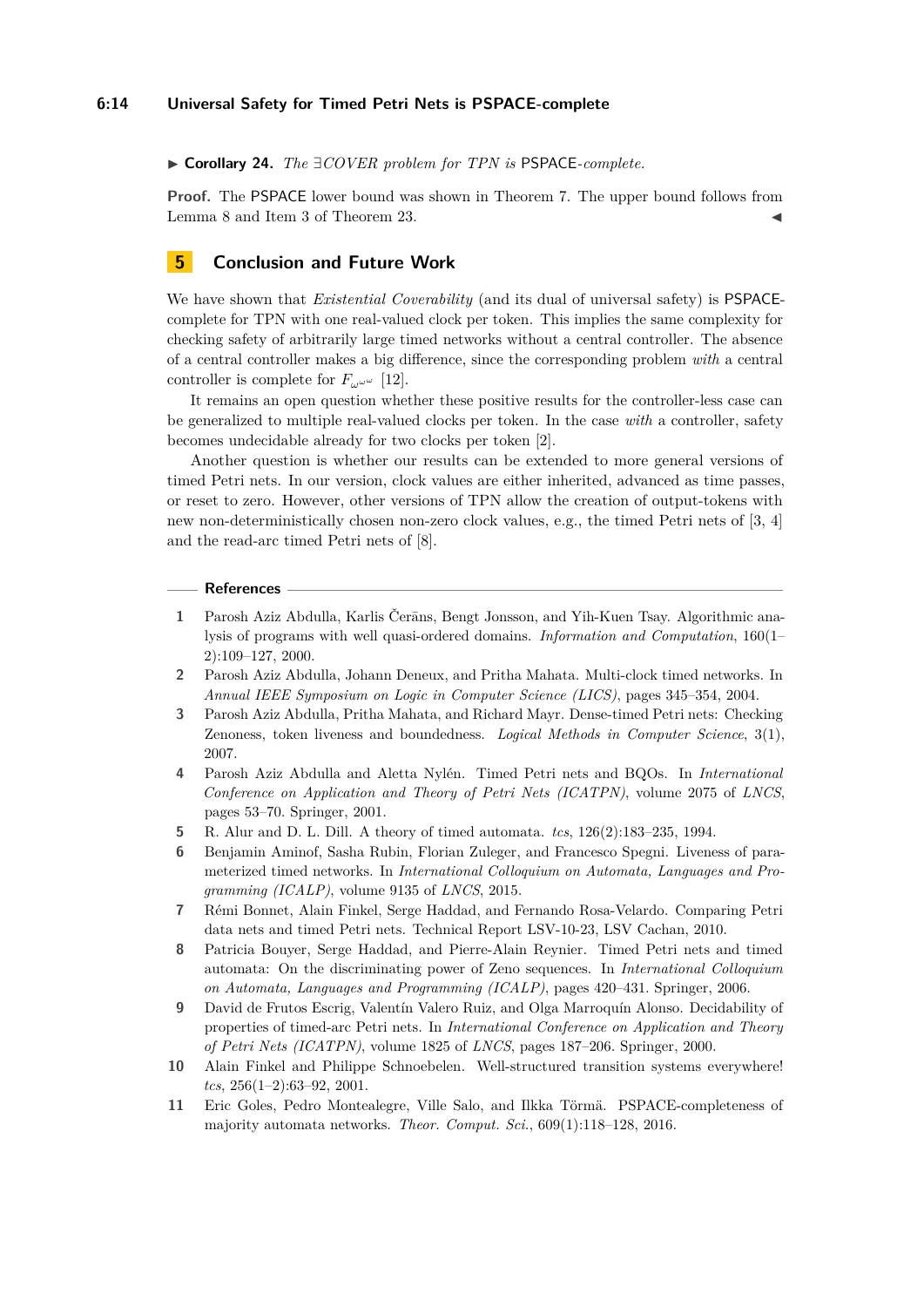▶ **Corollary 24.** *The* ∃*COVER problem for TPN is* PSPACE*-complete.*

**Proof.** The PSPACE lower bound was shown in Theorem 7. The upper bound follows from Lemma 8 and Item 3 of Theorem 23. ◀

## 5 Conclusion and Future Work

We have shown that *Existential Coverability* (and its dual of universal safety) is PSPACE-complete for TPN with one real-valued clock per token. This implies the same complexity for checking safety of arbitrarily large timed networks without a central controller. The absence of a central controller makes a big difference, since the corresponding problem *with* a central controller is complete for $F_{\omega^{\omega^\omega}}$ [12].

It remains an open question whether these positive results for the controller-less case can be generalized to multiple real-valued clocks per token. In the case *with* a controller, safety becomes undecidable already for two clocks per token [2].

Another question is whether our results can be extended to more general versions of timed Petri nets. In our version, clock values are either inherited, advanced as time passes, or reset to zero. However, other versions of TPN allow the creation of output-tokens with new non-deterministically chosen non-zero clock values, e.g., the timed Petri nets of [3, 4] and the read-arc timed Petri nets of [8].

## References

1. Parosh Aziz Abdulla, Karlis Čerāns, Bengt Jonsson, and Yih-Kuen Tsay. Algorithmic analysis of programs with well quasi-ordered domains. *Information and Computation*, 160(1–2):109–127, 2000.
2. Parosh Aziz Abdulla, Johann Deneux, and Pritha Mahata. Multi-clock timed networks. In *Annual IEEE Symposium on Logic in Computer Science (LICS)*, pages 345–354, 2004.
3. Parosh Aziz Abdulla, Pritha Mahata, and Richard Mayr. Dense-timed Petri nets: Checking Zenoness, token liveness and boundedness. *Logical Methods in Computer Science*, 3(1), 2007.
4. Parosh Aziz Abdulla and Aletta Nylén. Timed Petri nets and BQOs. In *International Conference on Application and Theory of Petri Nets (ICATPN)*, volume 2075 of *LNCS*, pages 53–70. Springer, 2001.
5. R. Alur and D. L. Dill. A theory of timed automata. *tcs*, 126(2):183–235, 1994.
6. Benjamin Aminof, Sasha Rubin, Florian Zuleger, and Francesco Spegni. Liveness of parameterized timed networks. In *International Colloquium on Automata, Languages and Programming (ICALP)*, volume 9135 of *LNCS*, 2015.
7. Rémi Bonnet, Alain Finkel, Serge Haddad, and Fernando Rosa-Velardo. Comparing Petri data nets and timed Petri nets. Technical Report LSV-10-23, LSV Cachan, 2010.
8. Patricia Bouyer, Serge Haddad, and Pierre-Alain Reynier. Timed Petri nets and timed automata: On the discriminating power of Zeno sequences. In *International Colloquium on Automata, Languages and Programming (ICALP)*, pages 420–431. Springer, 2006.
9. David de Frutos Escrig, Valentín Valero Ruiz, and Olga Marroquín Alonso. Decidability of properties of timed-arc Petri nets. In *International Conference on Application and Theory of Petri Nets (ICATPN)*, volume 1825 of *LNCS*, pages 187–206. Springer, 2000.
10. Alain Finkel and Philippe Schnoebelen. Well-structured transition systems everywhere! *tcs*, 256(1–2):63–92, 2001.
11. Eric Goles, Pedro Montealegre, Ville Salo, and Ilkka Törmä. PSPACE-completeness of majority automata networks. *Theor. Comput. Sci.*, 609(1):118–128, 2016.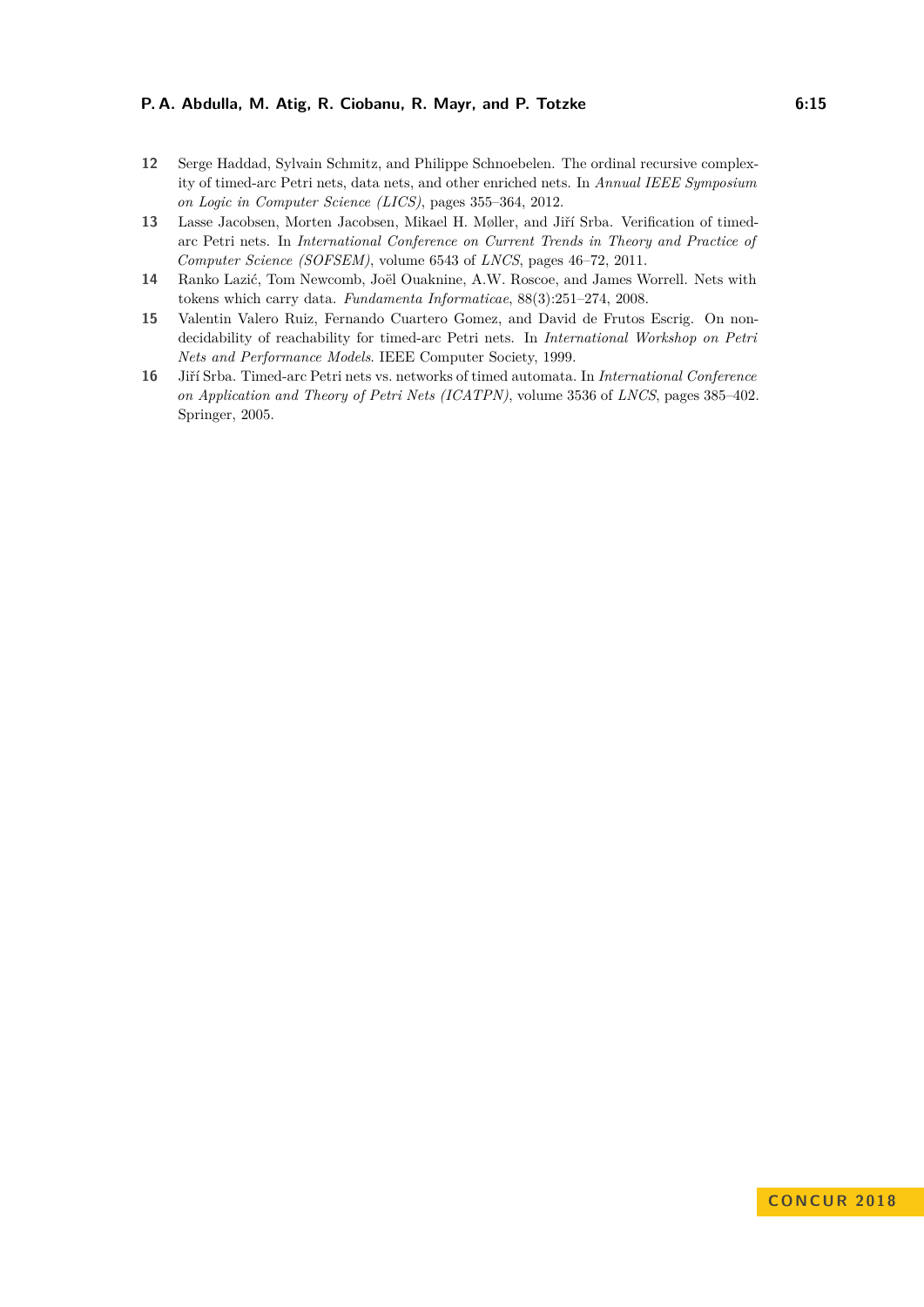12 Serge Haddad, Sylvain Schmitz, and Philippe Schnoebelen. The ordinal recursive complexity of timed-arc Petri nets, data nets, and other enriched nets. In *Annual IEEE Symposium on Logic in Computer Science (LICS)*, pages 355–364, 2012.

13 Lasse Jacobsen, Morten Jacobsen, Mikael H. Møller, and Jiří Srba. Verification of timed-arc Petri nets. In *International Conference on Current Trends in Theory and Practice of Computer Science (SOFSEM)*, volume 6543 of *LNCS*, pages 46–72, 2011.

14 Ranko Lazić, Tom Newcomb, Joël Ouaknine, A.W. Roscoe, and James Worrell. Nets with tokens which carry data. *Fundamenta Informaticae*, 88(3):251–274, 2008.

15 Valentin Valero Ruiz, Fernando Cuartero Gomez, and David de Frutos Escrig. On non-decidability of reachability for timed-arc Petri nets. In *International Workshop on Petri Nets and Performance Models*. IEEE Computer Society, 1999.

16 Jiří Srba. Timed-arc Petri nets vs. networks of timed automata. In *International Conference on Application and Theory of Petri Nets (ICATPN)*, volume 3536 of *LNCS*, pages 385–402. Springer, 2005.